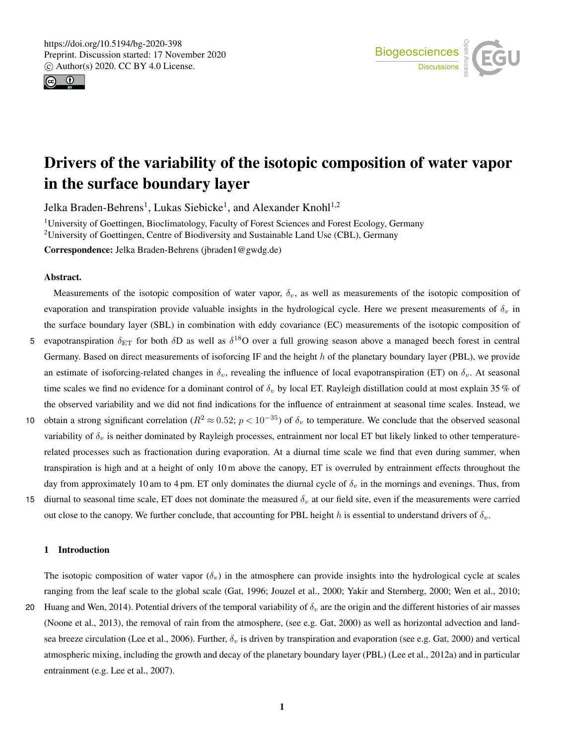# Drivers of the variability of the isotopic composition of water vapor in the surface boundary layer

Jelka Braden-Behrens[1], Lukas Siebicke[1], and Alexander Knohl[1,2]

[1]University of Goettingen, Bioclimatology, Faculty of Forest Sciences and Forest Ecology, Germany
[2]University of Goettingen, Centre of Biodiversity and Sustainable Land Use (CBL), Germany

**Correspondence:** Jelka Braden-Behrens (jbraden1@gwdg.de)

**Abstract.**

Measurements of the isotopic composition of water vapor, $\delta_v$, as well as measurements of the isotopic composition of evaporation and transpiration provide valuable insights in the hydrological cycle. Here we present measurements of $\delta_v$ in the surface boundary layer (SBL) in combination with eddy covariance (EC) measurements of the isotopic composition of evapotranspiration $\delta_{\mathrm{ET}}$ for both $\delta$D as well as $\delta^{18}$O over a full growing season above a managed beech forest in central Germany. Based on direct measurements of isoforcing IF and the height $h$ of the planetary boundary layer (PBL), we provide an estimate of isoforcing-related changes in $\delta_v$, revealing the influence of local evapotranspiration (ET) on $\delta_v$. At seasonal time scales we find no evidence for a dominant control of $\delta_v$ by local ET. Rayleigh distillation could at most explain 35 % of the observed variability and we did not find indications for the influence of entrainment at seasonal time scales. Instead, we obtain a strong significant correlation ($R^2 \approx 0.52$; $p < 10^{-35}$) of $\delta_v$ to temperature. We conclude that the observed seasonal variability of $\delta_v$ is neither dominated by Rayleigh processes, entrainment nor local ET but likely linked to other temperature-related processes such as fractionation during evaporation. At a diurnal time scale we find that even during summer, when transpiration is high and at a height of only 10 m above the canopy, ET is overruled by entrainment effects throughout the day from approximately 10 am to 4 pm. ET only dominates the diurnal cycle of $\delta_v$ in the mornings and evenings. Thus, from diurnal to seasonal time scale, ET does not dominate the measured $\delta_v$ at our field site, even if the measurements were carried out close to the canopy. We further conclude, that accounting for PBL height $h$ is essential to understand drivers of $\delta_v$.

## 1 Introduction

The isotopic composition of water vapor ($\delta_v$) in the atmosphere can provide insights into the hydrological cycle at scales ranging from the leaf scale to the global scale (Gat, 1996; Jouzel et al., 2000; Yakir and Sternberg, 2000; Wen et al., 2010; Huang and Wen, 2014). Potential drivers of the temporal variability of $\delta_v$ are the origin and the different histories of air masses (Noone et al., 2013), the removal of rain from the atmosphere, (see e.g. Gat, 2000) as well as horizontal advection and land-sea breeze circulation (Lee et al., 2006). Further, $\delta_v$ is driven by transpiration and evaporation (see e.g. Gat, 2000) and vertical atmospheric mixing, including the growth and decay of the planetary boundary layer (PBL) (Lee et al., 2012a) and in particular entrainment (e.g. Lee et al., 2007).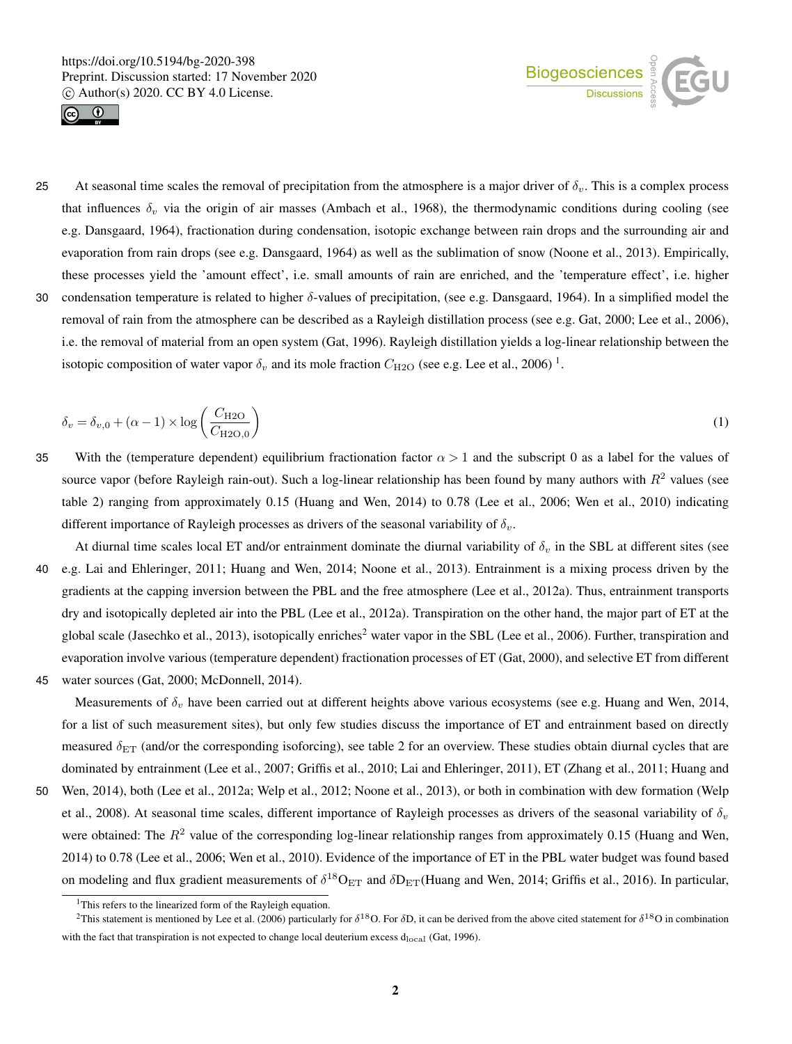At seasonal time scales the removal of precipitation from the atmosphere is a major driver of $\delta_v$. This is a complex process that influences $\delta_v$ via the origin of air masses (Ambach et al., 1968), the thermodynamic conditions during cooling (see e.g. Dansgaard, 1964), fractionation during condensation, isotopic exchange between rain drops and the surrounding air and evaporation from rain drops (see e.g. Dansgaard, 1964) as well as the sublimation of snow (Noone et al., 2013). Empirically, these processes yield the 'amount effect', i.e. small amounts of rain are enriched, and the 'temperature effect', i.e. higher condensation temperature is related to higher $\delta$-values of precipitation, (see e.g. Dansgaard, 1964). In a simplified model the removal of rain from the atmosphere can be described as a Rayleigh distillation process (see e.g. Gat, 2000; Lee et al., 2006), i.e. the removal of material from an open system (Gat, 1996). Rayleigh distillation yields a log-linear relationship between the isotopic composition of water vapor $\delta_v$ and its mole fraction $C_{\mathrm{H2O}}$ (see e.g. Lee et al., 2006) [1].

$$\delta_v = \delta_{v,0} + (\alpha - 1) \times \log\left(\frac{C_{\mathrm{H2O}}}{C_{\mathrm{H2O},0}}\right) \tag{1}$$

With the (temperature dependent) equilibrium fractionation factor $\alpha > 1$ and the subscript 0 as a label for the values of source vapor (before Rayleigh rain-out). Such a log-linear relationship has been found by many authors with $R^2$ values (see table 2) ranging from approximately 0.15 (Huang and Wen, 2014) to 0.78 (Lee et al., 2006; Wen et al., 2010) indicating different importance of Rayleigh processes as drivers of the seasonal variability of $\delta_v$.

At diurnal time scales local ET and/or entrainment dominate the diurnal variability of $\delta_v$ in the SBL at different sites (see e.g. Lai and Ehleringer, 2011; Huang and Wen, 2014; Noone et al., 2013). Entrainment is a mixing process driven by the gradients at the capping inversion between the PBL and the free atmosphere (Lee et al., 2012a). Thus, entrainment transports dry and isotopically depleted air into the PBL (Lee et al., 2012a). Transpiration on the other hand, the major part of ET at the global scale (Jasechko et al., 2013), isotopically enriches[2] water vapor in the SBL (Lee et al., 2006). Further, transpiration and evaporation involve various (temperature dependent) fractionation processes of ET (Gat, 2000), and selective ET from different water sources (Gat, 2000; McDonnell, 2014).

Measurements of $\delta_v$ have been carried out at different heights above various ecosystems (see e.g. Huang and Wen, 2014, for a list of such measurement sites), but only few studies discuss the importance of ET and entrainment based on directly measured $\delta_{\mathrm{ET}}$ (and/or the corresponding isoforcing), see table 2 for an overview. These studies obtain diurnal cycles that are dominated by entrainment (Lee et al., 2007; Griffis et al., 2010; Lai and Ehleringer, 2011), ET (Zhang et al., 2011; Huang and Wen, 2014), both (Lee et al., 2012a; Welp et al., 2012; Noone et al., 2013), or both in combination with dew formation (Welp et al., 2008). At seasonal time scales, different importance of Rayleigh processes as drivers of the seasonal variability of $\delta_v$ were obtained: The $R^2$ value of the corresponding log-linear relationship ranges from approximately 0.15 (Huang and Wen, 2014) to 0.78 (Lee et al., 2006; Wen et al., 2010). Evidence of the importance of ET in the PBL water budget was found based on modeling and flux gradient measurements of $\delta^{18}\mathrm{O}_{\mathrm{ET}}$ and $\delta\mathrm{D}_{\mathrm{ET}}$(Huang and Wen, 2014; Griffis et al., 2016). In particular,

[1] This refers to the linearized form of the Rayleigh equation.

[2] This statement is mentioned by Lee et al. (2006) particularly for $\delta^{18}$O. For $\delta$D, it can be derived from the above cited statement for $\delta^{18}$O in combination with the fact that transpiration is not expected to change local deuterium excess $\mathrm{d}_{\mathrm{local}}$ (Gat, 1996).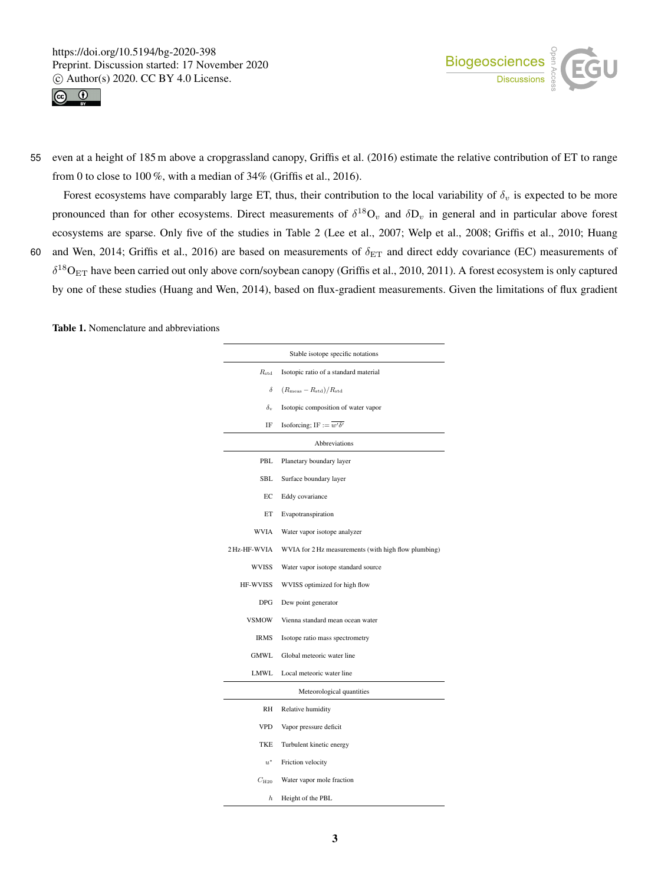even at a height of 185 m above a cropgrassland canopy, Griffis et al. (2016) estimate the relative contribution of ET to range from 0 to close to 100 %, with a median of 34% (Griffis et al., 2016).

Forest ecosystems have comparably large ET, thus, their contribution to the local variability of $\delta_v$ is expected to be more pronounced than for other ecosystems. Direct measurements of $\delta^{18}O_v$ and $\delta D_v$ in general and in particular above forest ecosystems are sparse. Only five of the studies in Table 2 (Lee et al., 2007; Welp et al., 2008; Griffis et al., 2010; Huang and Wen, 2014; Griffis et al., 2016) are based on measurements of $\delta_{ET}$ and direct eddy covariance (EC) measurements of $\delta^{18}O_{ET}$ have been carried out only above corn/soybean canopy (Griffis et al., 2010, 2011). A forest ecosystem is only captured by one of these studies (Huang and Wen, 2014), based on flux-gradient measurements. Given the limitations of flux gradient

**Table 1.** Nomenclature and abbreviations

| | Stable isotope specific notations |
|---|---|
| $R_{std}$ | Isotopic ratio of a standard material |
| $\delta$ | $(R_{meas} - R_{std})/R_{std}$ |
| $\delta_v$ | Isotopic composition of water vapor |
| IF | Isoforcing; IF $:= \overline{w'\delta'}$ |
| | **Abbreviations** |
| PBL | Planetary boundary layer |
| SBL | Surface boundary layer |
| EC | Eddy covariance |
| ET | Evapotranspiration |
| WVIA | Water vapor isotope analyzer |
| 2 Hz-HF-WVIA | WVIA for 2 Hz measurements (with high flow plumbing) |
| WVISS | Water vapor isotope standard source |
| HF-WVISS | WVISS optimized for high flow |
| DPG | Dew point generator |
| VSMOW | Vienna standard mean ocean water |
| IRMS | Isotope ratio mass spectrometry |
| GMWL | Global meteoric water line |
| LMWL | Local meteoric water line |
| | **Meteorological quantities** |
| RH | Relative humidity |
| VPD | Vapor pressure deficit |
| TKE | Turbulent kinetic energy |
| $u^*$ | Friction velocity |
| $C_{H20}$ | Water vapor mole fraction |
| $h$ | Height of the PBL |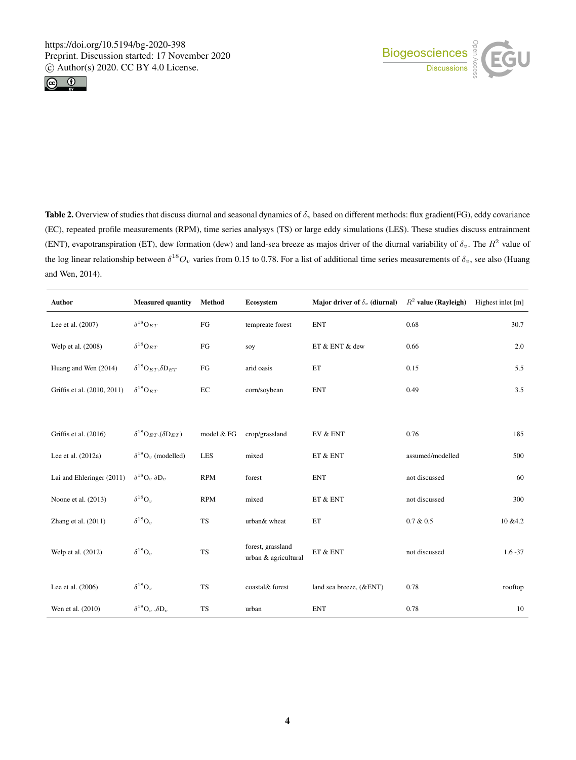**Table 2.** Overview of studies that discuss diurnal and seasonal dynamics of $\delta_v$ based on different methods: flux gradient(FG), eddy covariance (EC), repeated profile measurements (RPM), time series analysys (TS) or large eddy simulations (LES). These studies discuss entrainment (ENT), evapotranspiration (ET), dew formation (dew) and land-sea breeze as majos driver of the diurnal variability of $\delta_v$. The $R^2$ value of the log linear relationship between $\delta^{18}O_v$ varies from 0.15 to 0.78. For a list of additional time series measurements of $\delta_v$, see also (Huang and Wen, 2014).

| Author | Measured quantity | Method | Ecosystem | Major driver of $\delta_v$ (diurnal) | $R^2$ value (Rayleigh) | Highest inlet [m] |
|---|---|---|---|---|---|---|
| Lee et al. (2007) | $\delta^{18}O_{ET}$ | FG | tempreate forest | ENT | 0.68 | 30.7 |
| Welp et al. (2008) | $\delta^{18}O_{ET}$ | FG | soy | ET & ENT & dew | 0.66 | 2.0 |
| Huang and Wen (2014) | $\delta^{18}O_{ET}$,$\delta D_{ET}$ | FG | arid oasis | ET | 0.15 | 5.5 |
| Griffis et al. (2010, 2011) | $\delta^{18}O_{ET}$ | EC | corn/soybean | ENT | 0.49 | 3.5 |
| Griffis et al. (2016) | $\delta^{18}O_{ET}$,($\delta D_{ET}$) | model & FG | crop/grassland | EV & ENT | 0.76 | 185 |
| Lee et al. (2012a) | $\delta^{18}O_v$ (modelled) | LES | mixed | ET & ENT | assumed/modelled | 500 |
| Lai and Ehleringer (2011) | $\delta^{18}O_v$ $\delta D_v$ | RPM | forest | ENT | not discussed | 60 |
| Noone et al. (2013) | $\delta^{18}O_v$ | RPM | mixed | ET & ENT | not discussed | 300 |
| Zhang et al. (2011) | $\delta^{18}O_v$ | TS | urban& wheat | ET | 0.7 & 0.5 | 10 &4.2 |
| Welp et al. (2012) | $\delta^{18}O_v$ | TS | forest, grassland urban & agricultural | ET & ENT | not discussed | 1.6 -37 |
| Lee et al. (2006) | $\delta^{18}O_v$ | TS | coastal& forest | land sea breeze, (&ENT) | 0.78 | rooftop |
| Wen et al. (2010) | $\delta^{18}O_v$ ,$\delta D_v$ | TS | urban | ENT | 0.78 | 10 |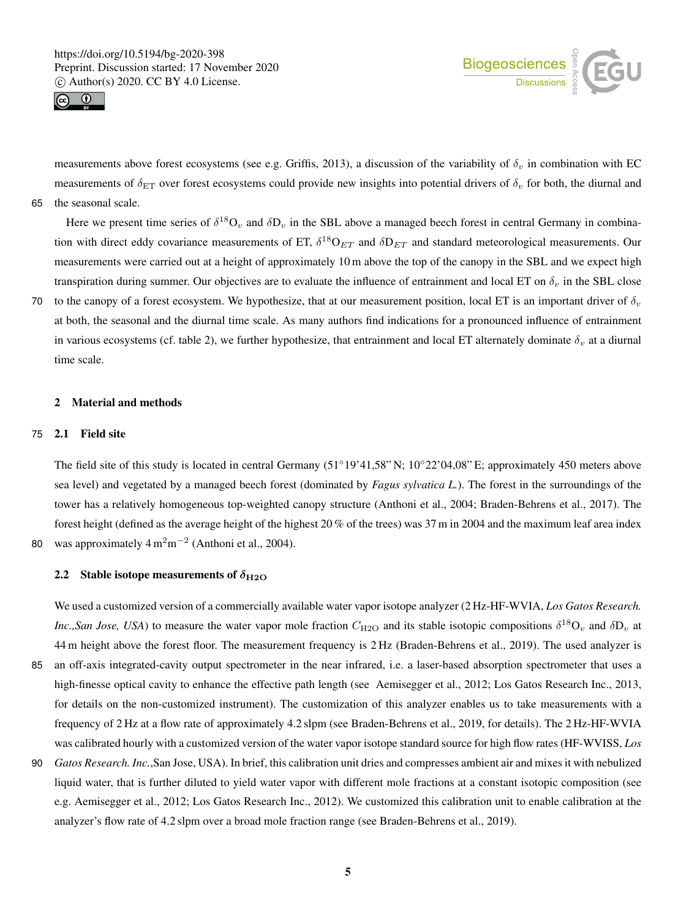measurements above forest ecosystems (see e.g. Griffis, 2013), a discussion of the variability of $\delta_v$ in combination with EC measurements of $\delta_{\mathrm{ET}}$ over forest ecosystems could provide new insights into potential drivers of $\delta_v$ for both, the diurnal and the seasonal scale.

Here we present time series of $\delta^{18}\mathrm{O}_v$ and $\delta\mathrm{D}_v$ in the SBL above a managed beech forest in central Germany in combination with direct eddy covariance measurements of ET, $\delta^{18}\mathrm{O}_{ET}$ and $\delta\mathrm{D}_{ET}$ and standard meteorological measurements. Our measurements were carried out at a height of approximately 10 m above the top of the canopy in the SBL and we expect high transpiration during summer. Our objectives are to evaluate the influence of entrainment and local ET on $\delta_v$ in the SBL close to the canopy of a forest ecosystem. We hypothesize, that at our measurement position, local ET is an important driver of $\delta_v$ at both, the seasonal and the diurnal time scale. As many authors find indications for a pronounced influence of entrainment in various ecosystems (cf. table 2), we further hypothesize, that entrainment and local ET alternately dominate $\delta_v$ at a diurnal time scale.

## 2 Material and methods

### 2.1 Field site

The field site of this study is located in central Germany (51°19'41,58" N; 10°22'04,08" E; approximately 450 meters above sea level) and vegetated by a managed beech forest (dominated by *Fagus sylvatica L.*). The forest in the surroundings of the tower has a relatively homogeneous top-weighted canopy structure (Anthoni et al., 2004; Braden-Behrens et al., 2017). The forest height (defined as the average height of the highest 20 % of the trees) was 37 m in 2004 and the maximum leaf area index was approximately 4 $\mathrm{m^2 m^{-2}}$ (Anthoni et al., 2004).

### 2.2 Stable isotope measurements of $\delta_{\mathrm{H2O}}$

We used a customized version of a commercially available water vapor isotope analyzer (2 Hz-HF-WVIA, *Los Gatos Research. Inc.,San Jose, USA*) to measure the water vapor mole fraction $C_{\mathrm{H2O}}$ and its stable isotopic compositions $\delta^{18}\mathrm{O}_v$ and $\delta\mathrm{D}_v$ at 44 m height above the forest floor. The measurement frequency is 2 Hz (Braden-Behrens et al., 2019). The used analyzer is an off-axis integrated-cavity output spectrometer in the near infrared, i.e. a laser-based absorption spectrometer that uses a high-finesse optical cavity to enhance the effective path length (see Aemisegger et al., 2012; Los Gatos Research Inc., 2013, for details on the non-customized instrument). The customization of this analyzer enables us to take measurements with a frequency of 2 Hz at a flow rate of approximately 4.2 slpm (see Braden-Behrens et al., 2019, for details). The 2 Hz-HF-WVIA was calibrated hourly with a customized version of the water vapor isotope standard source for high flow rates (HF-WVISS, *Los Gatos Research. Inc.*,San Jose, USA). In brief, this calibration unit dries and compresses ambient air and mixes it with nebulized liquid water, that is further diluted to yield water vapor with different mole fractions at a constant isotopic composition (see e.g. Aemisegger et al., 2012; Los Gatos Research Inc., 2012). We customized this calibration unit to enable calibration at the analyzer's flow rate of 4.2 slpm over a broad mole fraction range (see Braden-Behrens et al., 2019).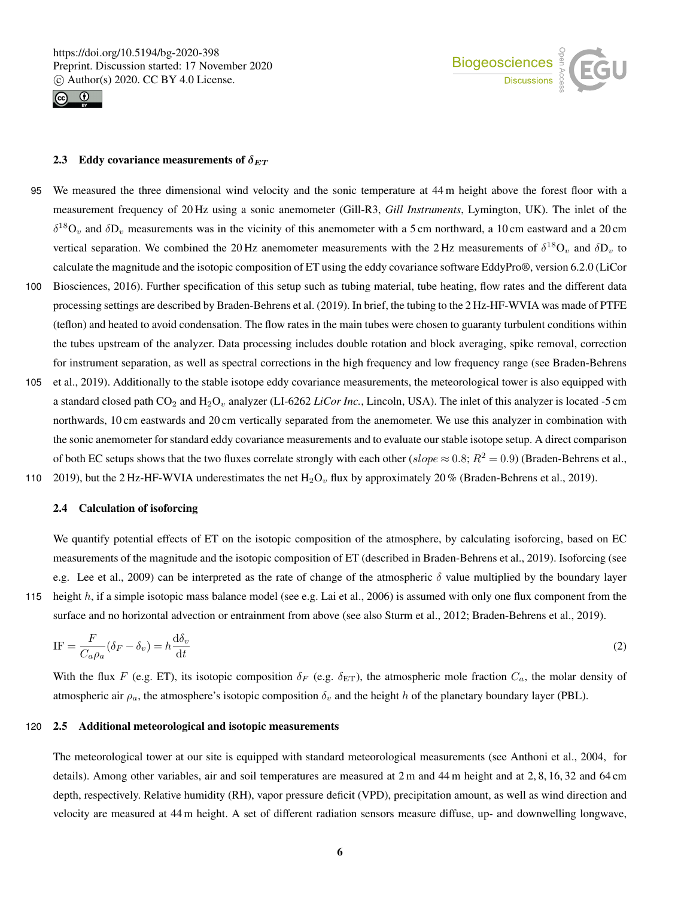### 2.3 Eddy covariance measurements of $\delta_{ET}$

We measured the three dimensional wind velocity and the sonic temperature at 44 m height above the forest floor with a measurement frequency of 20 Hz using a sonic anemometer (Gill-R3, *Gill Instruments*, Lymington, UK). The inlet of the $\delta^{18}O_v$ and $\delta D_v$ measurements was in the vicinity of this anemometer with a 5 cm northward, a 10 cm eastward and a 20 cm vertical separation. We combined the 20 Hz anemometer measurements with the 2 Hz measurements of $\delta^{18}O_v$ and $\delta D_v$ to calculate the magnitude and the isotopic composition of ET using the eddy covariance software EddyPro®, version 6.2.0 (LiCor Biosciences, 2016). Further specification of this setup such as tubing material, tube heating, flow rates and the different data processing settings are described by Braden-Behrens et al. (2019). In brief, the tubing to the 2 Hz-HF-WVIA was made of PTFE (teflon) and heated to avoid condensation. The flow rates in the main tubes were chosen to guaranty turbulent conditions within the tubes upstream of the analyzer. Data processing includes double rotation and block averaging, spike removal, correction for instrument separation, as well as spectral corrections in the high frequency and low frequency range (see Braden-Behrens et al., 2019). Additionally to the stable isotope eddy covariance measurements, the meteorological tower is also equipped with a standard closed path $CO_2$ and $H_2O_v$ analyzer (LI-6262 *LiCor Inc.*, Lincoln, USA). The inlet of this analyzer is located -5 cm northwards, 10 cm eastwards and 20 cm vertically separated from the anemometer. We use this analyzer in combination with the sonic anemometer for standard eddy covariance measurements and to evaluate our stable isotope setup. A direct comparison of both EC setups shows that the two fluxes correlate strongly with each other ($slope \approx 0.8$; $R^2 = 0.9$) (Braden-Behrens et al., 2019), but the 2 Hz-HF-WVIA underestimates the net $H_2O_v$ flux by approximately 20 % (Braden-Behrens et al., 2019).

### 2.4 Calculation of isoforcing

We quantify potential effects of ET on the isotopic composition of the atmosphere, by calculating isoforcing, based on EC measurements of the magnitude and the isotopic composition of ET (described in Braden-Behrens et al., 2019). Isoforcing (see e.g. Lee et al., 2009) can be interpreted as the rate of change of the atmospheric $\delta$ value multiplied by the boundary layer height $h$, if a simple isotopic mass balance model (see e.g. Lai et al., 2006) is assumed with only one flux component from the surface and no horizontal advection or entrainment from above (see also Sturm et al., 2012; Braden-Behrens et al., 2019).

$$\mathrm{IF} = \frac{F}{C_a \rho_a}(\delta_F - \delta_v) = h \frac{\mathrm{d}\delta_v}{\mathrm{d}t} \tag{2}$$

With the flux $F$ (e.g. ET), its isotopic composition $\delta_F$ (e.g. $\delta_{\mathrm{ET}}$), the atmospheric mole fraction $C_a$, the molar density of atmospheric air $\rho_a$, the atmosphere's isotopic composition $\delta_v$ and the height $h$ of the planetary boundary layer (PBL).

### 2.5 Additional meteorological and isotopic measurements

The meteorological tower at our site is equipped with standard meteorological measurements (see Anthoni et al., 2004, for details). Among other variables, air and soil temperatures are measured at 2 m and 44 m height and at 2, 8, 16, 32 and 64 cm depth, respectively. Relative humidity (RH), vapor pressure deficit (VPD), precipitation amount, as well as wind direction and velocity are measured at 44 m height. A set of different radiation sensors measure diffuse, up- and downwelling longwave,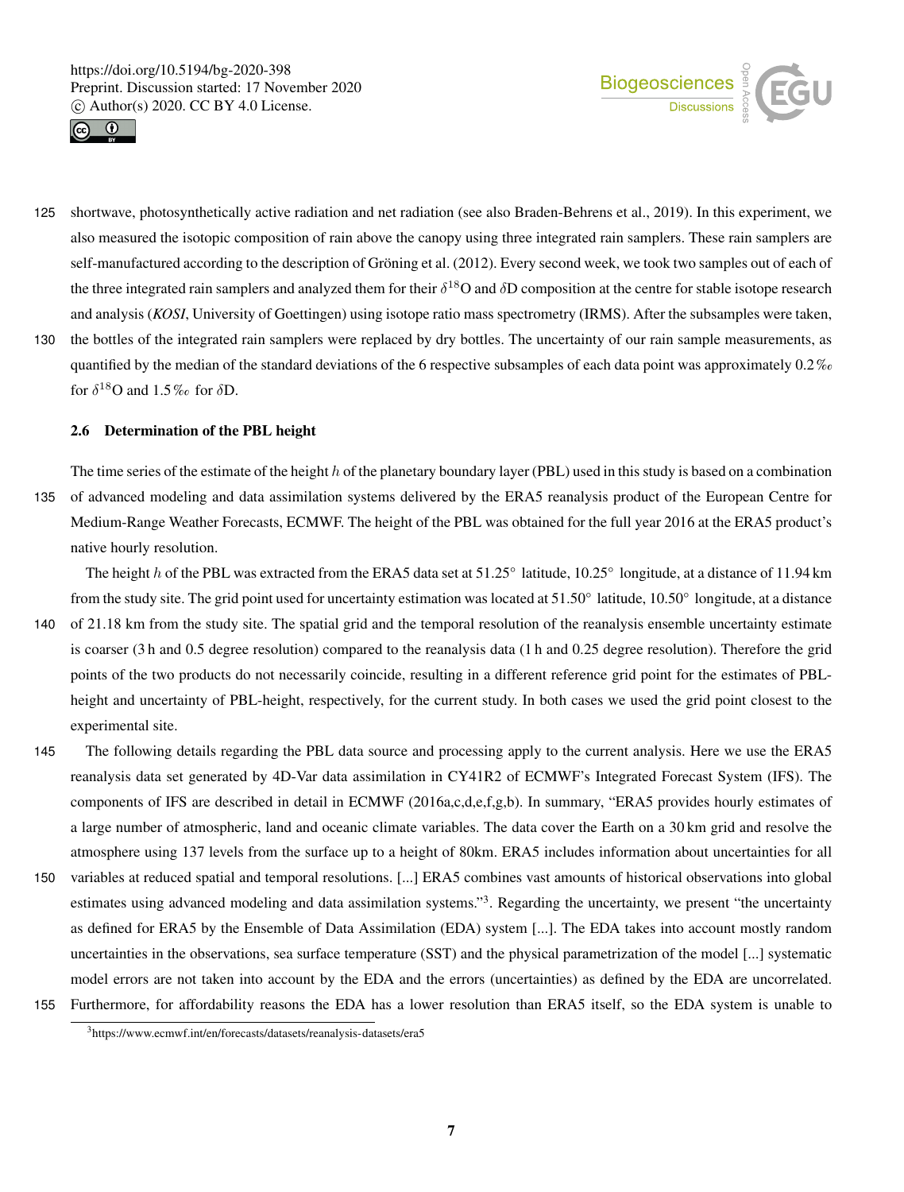shortwave, photosynthetically active radiation and net radiation (see also Braden-Behrens et al., 2019). In this experiment, we also measured the isotopic composition of rain above the canopy using three integrated rain samplers. These rain samplers are self-manufactured according to the description of Gröning et al. (2012). Every second week, we took two samples out of each of the three integrated rain samplers and analyzed them for their $\delta^{18}$O and $\delta$D composition at the centre for stable isotope research and analysis (*KOSI*, University of Goettingen) using isotope ratio mass spectrometry (IRMS). After the subsamples were taken, the bottles of the integrated rain samplers were replaced by dry bottles. The uncertainty of our rain sample measurements, as quantified by the median of the standard deviations of the 6 respective subsamples of each data point was approximately 0.2 ‰ for $\delta^{18}$O and 1.5 ‰ for $\delta$D.

### 2.6 Determination of the PBL height

The time series of the estimate of the height $h$ of the planetary boundary layer (PBL) used in this study is based on a combination of advanced modeling and data assimilation systems delivered by the ERA5 reanalysis product of the European Centre for Medium-Range Weather Forecasts, ECMWF. The height of the PBL was obtained for the full year 2016 at the ERA5 product's native hourly resolution.

The height $h$ of the PBL was extracted from the ERA5 data set at 51.25° latitude, 10.25° longitude, at a distance of 11.94 km from the study site. The grid point used for uncertainty estimation was located at 51.50° latitude, 10.50° longitude, at a distance of 21.18 km from the study site. The spatial grid and the temporal resolution of the reanalysis ensemble uncertainty estimate is coarser (3 h and 0.5 degree resolution) compared to the reanalysis data (1 h and 0.25 degree resolution). Therefore the grid points of the two products do not necessarily coincide, resulting in a different reference grid point for the estimates of PBL-height and uncertainty of PBL-height, respectively, for the current study. In both cases we used the grid point closest to the experimental site.

The following details regarding the PBL data source and processing apply to the current analysis. Here we use the ERA5 reanalysis data set generated by 4D-Var data assimilation in CY41R2 of ECMWF's Integrated Forecast System (IFS). The components of IFS are described in detail in ECMWF (2016a,c,d,e,f,g,b). In summary, "ERA5 provides hourly estimates of a large number of atmospheric, land and oceanic climate variables. The data cover the Earth on a 30 km grid and resolve the atmosphere using 137 levels from the surface up to a height of 80km. ERA5 includes information about uncertainties for all variables at reduced spatial and temporal resolutions. [...] ERA5 combines vast amounts of historical observations into global estimates using advanced modeling and data assimilation systems."[3]. Regarding the uncertainty, we present "the uncertainty as defined for ERA5 by the Ensemble of Data Assimilation (EDA) system [...]. The EDA takes into account mostly random uncertainties in the observations, sea surface temperature (SST) and the physical parametrization of the model [...] systematic model errors are not taken into account by the EDA and the errors (uncertainties) as defined by the EDA are uncorrelated. Furthermore, for affordability reasons the EDA has a lower resolution than ERA5 itself, so the EDA system is unable to

[3]https://www.ecmwf.int/en/forecasts/datasets/reanalysis-datasets/era5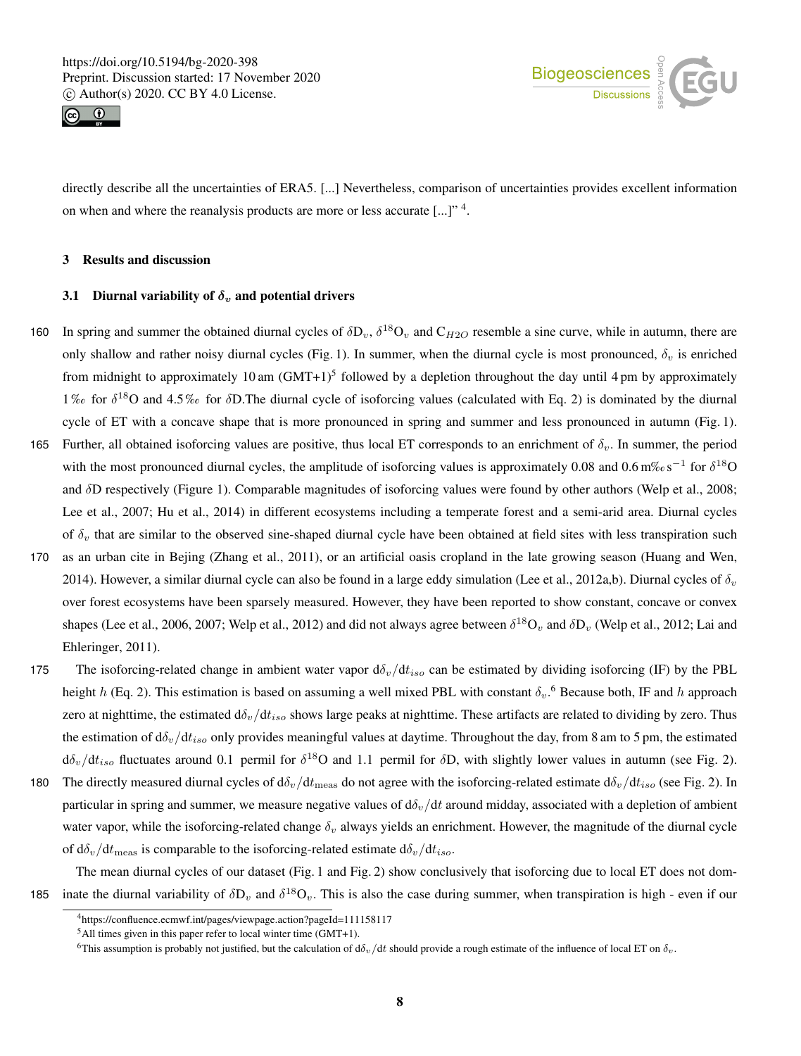directly describe all the uncertainties of ERA5. [...] Nevertheless, comparison of uncertainties provides excellent information on when and where the reanalysis products are more or less accurate [...]" [4].

## 3 Results and discussion

### 3.1 Diurnal variability of $\delta_v$ and potential drivers

In spring and summer the obtained diurnal cycles of $\delta D_v$, $\delta^{18}O_v$ and $C_{H2O}$ resemble a sine curve, while in autumn, there are only shallow and rather noisy diurnal cycles (Fig. 1). In summer, when the diurnal cycle is most pronounced, $\delta_v$ is enriched from midnight to approximately 10 am (GMT+1)[5] followed by a depletion throughout the day until 4 pm by approximately 1 ‰ for $\delta^{18}O$ and 4.5 ‰ for $\delta D$.The diurnal cycle of isoforcing values (calculated with Eq. 2) is dominated by the diurnal cycle of ET with a concave shape that is more pronounced in spring and summer and less pronounced in autumn (Fig. 1). Further, all obtained isoforcing values are positive, thus local ET corresponds to an enrichment of $\delta_v$. In summer, the period with the most pronounced diurnal cycles, the amplitude of isoforcing values is approximately 0.08 and 0.6 m‰ s$^{-1}$ for $\delta^{18}O$ and $\delta D$ respectively (Figure 1). Comparable magnitudes of isoforcing values were found by other authors (Welp et al., 2008; Lee et al., 2007; Hu et al., 2014) in different ecosystems including a temperate forest and a semi-arid area. Diurnal cycles of $\delta_v$ that are similar to the observed sine-shaped diurnal cycle have been obtained at field sites with less transpiration such as an urban cite in Bejing (Zhang et al., 2011), or an artificial oasis cropland in the late growing season (Huang and Wen, 2014). However, a similar diurnal cycle can also be found in a large eddy simulation (Lee et al., 2012a,b). Diurnal cycles of $\delta_v$ over forest ecosystems have been sparsely measured. However, they have been reported to show constant, concave or convex shapes (Lee et al., 2006, 2007; Welp et al., 2012) and did not always agree between $\delta^{18}O_v$ and $\delta D_v$ (Welp et al., 2012; Lai and Ehleringer, 2011).

The isoforcing-related change in ambient water vapor $d\delta_v/dt_{iso}$ can be estimated by dividing isoforcing (IF) by the PBL height $h$ (Eq. 2). This estimation is based on assuming a well mixed PBL with constant $\delta_v$.[6] Because both, IF and $h$ approach zero at nighttime, the estimated $d\delta_v/dt_{iso}$ shows large peaks at nighttime. These artifacts are related to dividing by zero. Thus the estimation of $d\delta_v/dt_{iso}$ only provides meaningful values at daytime. Throughout the day, from 8 am to 5 pm, the estimated $d\delta_v/dt_{iso}$ fluctuates around 0.1 permil for $\delta^{18}O$ and 1.1 permil for $\delta D$, with slightly lower values in autumn (see Fig. 2). The directly measured diurnal cycles of $d\delta_v/dt_{\mathrm{meas}}$ do not agree with the isoforcing-related estimate $d\delta_v/dt_{iso}$ (see Fig. 2). In particular in spring and summer, we measure negative values of $d\delta_v/dt$ around midday, associated with a depletion of ambient water vapor, while the isoforcing-related change $\delta_v$ always yields an enrichment. However, the magnitude of the diurnal cycle of $d\delta_v/dt_{\mathrm{meas}}$ is comparable to the isoforcing-related estimate $d\delta_v/dt_{iso}$.

The mean diurnal cycles of our dataset (Fig. 1 and Fig. 2) show conclusively that isoforcing due to local ET does not dominate the diurnal variability of $\delta D_v$ and $\delta^{18}O_v$. This is also the case during summer, when transpiration is high - even if our

[4] https://confluence.ecmwf.int/pages/viewpage.action?pageId=111158117

[5] All times given in this paper refer to local winter time (GMT+1).

[6] This assumption is probably not justified, but the calculation of $d\delta_v/dt$ should provide a rough estimate of the influence of local ET on $\delta_v$.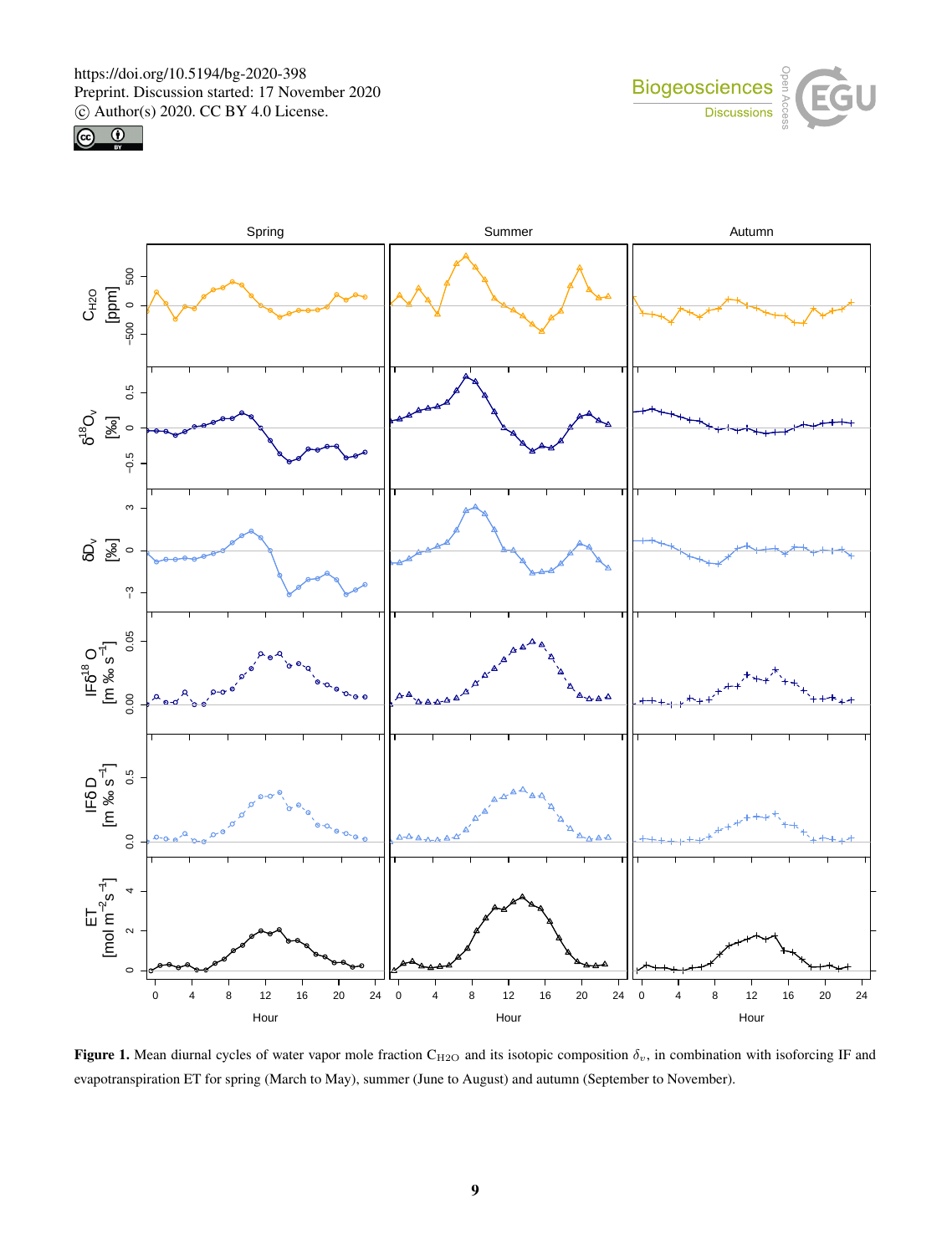**Figure 1.** Mean diurnal cycles of water vapor mole fraction $C_{H2O}$ and its isotopic composition $\delta_v$, in combination with isoforcing IF and evapotranspiration ET for spring (March to May), summer (June to August) and autumn (September to November).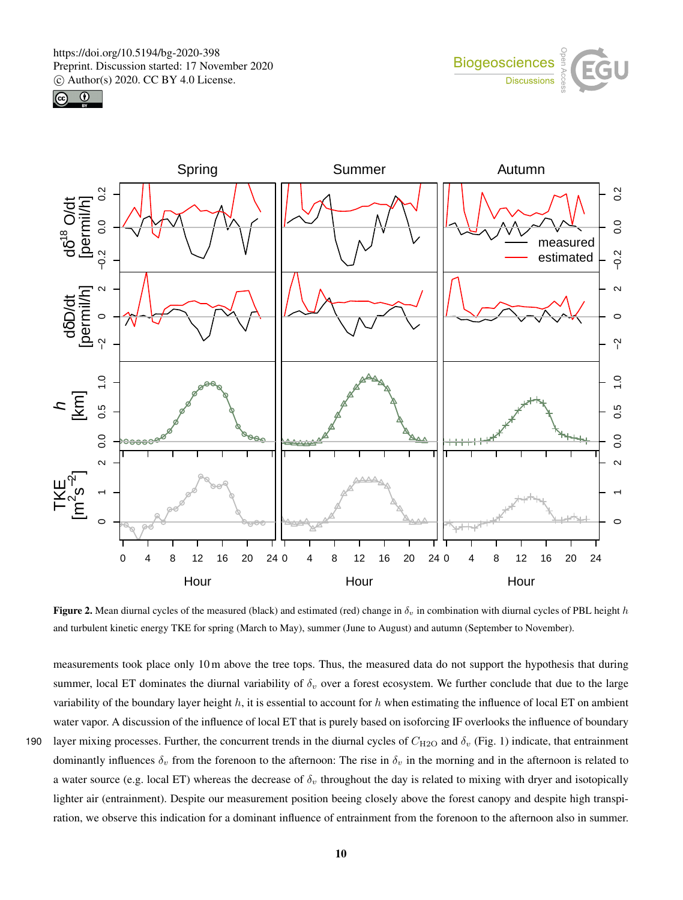**Figure 2.** Mean diurnal cycles of the measured (black) and estimated (red) change in $\delta_v$ in combination with diurnal cycles of PBL height $h$ and turbulent kinetic energy TKE for spring (March to May), summer (June to August) and autumn (September to November).

measurements took place only 10 m above the tree tops. Thus, the measured data do not support the hypothesis that during summer, local ET dominates the diurnal variability of $\delta_v$ over a forest ecosystem. We further conclude that due to the large variability of the boundary layer height $h$, it is essential to account for $h$ when estimating the influence of local ET on ambient water vapor. A discussion of the influence of local ET that is purely based on isoforcing IF overlooks the influence of boundary layer mixing processes. Further, the concurrent trends in the diurnal cycles of $C_{\mathrm{H2O}}$ and $\delta_v$ (Fig. 1) indicate, that entrainment dominantly influences $\delta_v$ from the forenoon to the afternoon: The rise in $\delta_v$ in the morning and in the afternoon is related to a water source (e.g. local ET) whereas the decrease of $\delta_v$ throughout the day is related to mixing with dryer and isotopically lighter air (entrainment). Despite our measurement position beeing closely above the forest canopy and despite high transpiration, we observe this indication for a dominant influence of entrainment from the forenoon to the afternoon also in summer.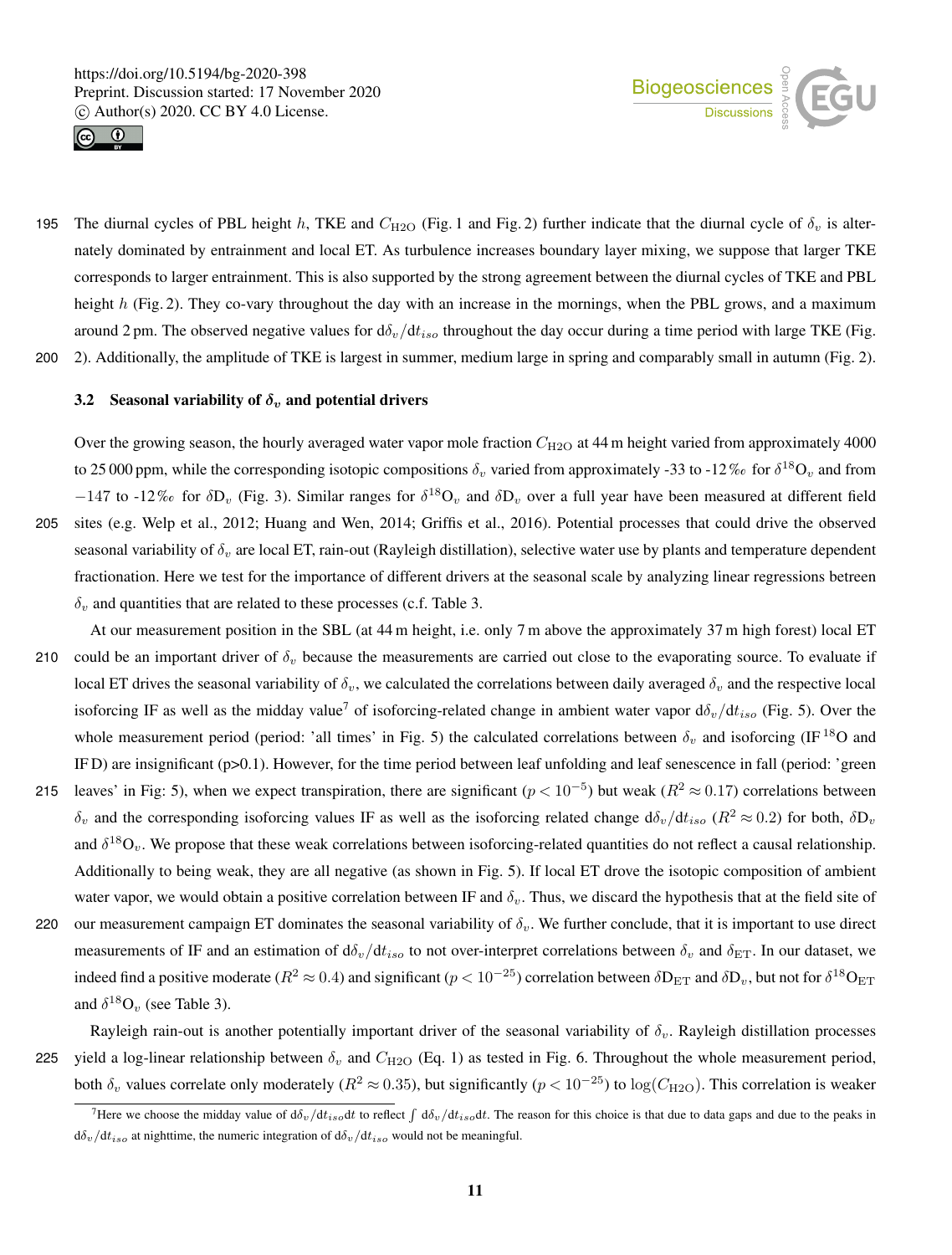The diurnal cycles of PBL height $h$, TKE and $C_{\mathrm{H2O}}$ (Fig. 1 and Fig. 2) further indicate that the diurnal cycle of $\delta_v$ is alternately dominated by entrainment and local ET. As turbulence increases boundary layer mixing, we suppose that larger TKE corresponds to larger entrainment. This is also supported by the strong agreement between the diurnal cycles of TKE and PBL height $h$ (Fig. 2). They co-vary throughout the day with an increase in the mornings, when the PBL grows, and a maximum around 2 pm. The observed negative values for $\mathrm{d}\delta_v/\mathrm{d}t_{iso}$ throughout the day occur during a time period with large TKE (Fig. 2). Additionally, the amplitude of TKE is largest in summer, medium large in spring and comparably small in autumn (Fig. 2).

### 3.2 Seasonal variability of $\delta_v$ and potential drivers

Over the growing season, the hourly averaged water vapor mole fraction $C_{\mathrm{H2O}}$ at 44 m height varied from approximately 4000 to 25 000 ppm, while the corresponding isotopic compositions $\delta_v$ varied from approximately -33 to -12 ‰ for $\delta^{18}\mathrm{O}_v$ and from $-147$ to -12 ‰ for $\delta\mathrm{D}_v$ (Fig. 3). Similar ranges for $\delta^{18}\mathrm{O}_v$ and $\delta\mathrm{D}_v$ over a full year have been measured at different field sites (e.g. Welp et al., 2012; Huang and Wen, 2014; Griffis et al., 2016). Potential processes that could drive the observed seasonal variability of $\delta_v$ are local ET, rain-out (Rayleigh distillation), selective water use by plants and temperature dependent fractionation. Here we test for the importance of different drivers at the seasonal scale by analyzing linear regressions betreen $\delta_v$ and quantities that are related to these processes (c.f. Table 3.

At our measurement position in the SBL (at 44 m height, i.e. only 7 m above the approximately 37 m high forest) local ET could be an important driver of $\delta_v$ because the measurements are carried out close to the evaporating source. To evaluate if local ET drives the seasonal variability of $\delta_v$, we calculated the correlations between daily averaged $\delta_v$ and the respective local isoforcing IF as well as the midday value[7] of isoforcing-related change in ambient water vapor $\mathrm{d}\delta_v/\mathrm{d}t_{iso}$ (Fig. 5). Over the whole measurement period (period: 'all times' in Fig. 5) the calculated correlations between $\delta_v$ and isoforcing (IF $^{18}$O and IF D) are insignificant (p>0.1). However, for the time period between leaf unfolding and leaf senescence in fall (period: 'green leaves' in Fig: 5), when we expect transpiration, there are significant ($p < 10^{-5}$) but weak ($R^2 \approx 0.17$) correlations between $\delta_v$ and the corresponding isoforcing values IF as well as the isoforcing related change $\mathrm{d}\delta_v/\mathrm{d}t_{iso}$ ($R^2 \approx 0.2$) for both, $\delta\mathrm{D}_v$ and $\delta^{18}\mathrm{O}_v$. We propose that these weak correlations between isoforcing-related quantities do not reflect a causal relationship. Additionally to being weak, they are all negative (as shown in Fig. 5). If local ET drove the isotopic composition of ambient water vapor, we would obtain a positive correlation between IF and $\delta_v$. Thus, we discard the hypothesis that at the field site of our measurement campaign ET dominates the seasonal variability of $\delta_v$. We further conclude, that it is important to use direct measurements of IF and an estimation of $\mathrm{d}\delta_v/\mathrm{d}t_{iso}$ to not over-interpret correlations between $\delta_v$ and $\delta_{\mathrm{ET}}$. In our dataset, we indeed find a positive moderate ($R^2 \approx 0.4$) and significant ($p < 10^{-25}$) correlation between $\delta\mathrm{D}_{\mathrm{ET}}$ and $\delta\mathrm{D}_v$, but not for $\delta^{18}\mathrm{O}_{\mathrm{ET}}$ and $\delta^{18}\mathrm{O}_v$ (see Table 3).

Rayleigh rain-out is another potentially important driver of the seasonal variability of $\delta_v$. Rayleigh distillation processes yield a log-linear relationship between $\delta_v$ and $C_{\mathrm{H2O}}$ (Eq. 1) as tested in Fig. 6. Throughout the whole measurement period, both $\delta_v$ values correlate only moderately ($R^2 \approx 0.35$), but significantly ($p < 10^{-25}$) to $\log(C_{\mathrm{H2O}})$. This correlation is weaker

[7] Here we choose the midday value of $\mathrm{d}\delta_v/\mathrm{d}t_{iso}\mathrm{d}t$ to reflect $\int \mathrm{d}\delta_v/\mathrm{d}t_{iso}\mathrm{d}t$. The reason for this choice is that due to data gaps and due to the peaks in $\mathrm{d}\delta_v/\mathrm{d}t_{iso}$ at nighttime, the numeric integration of $\mathrm{d}\delta_v/\mathrm{d}t_{iso}$ would not be meaningful.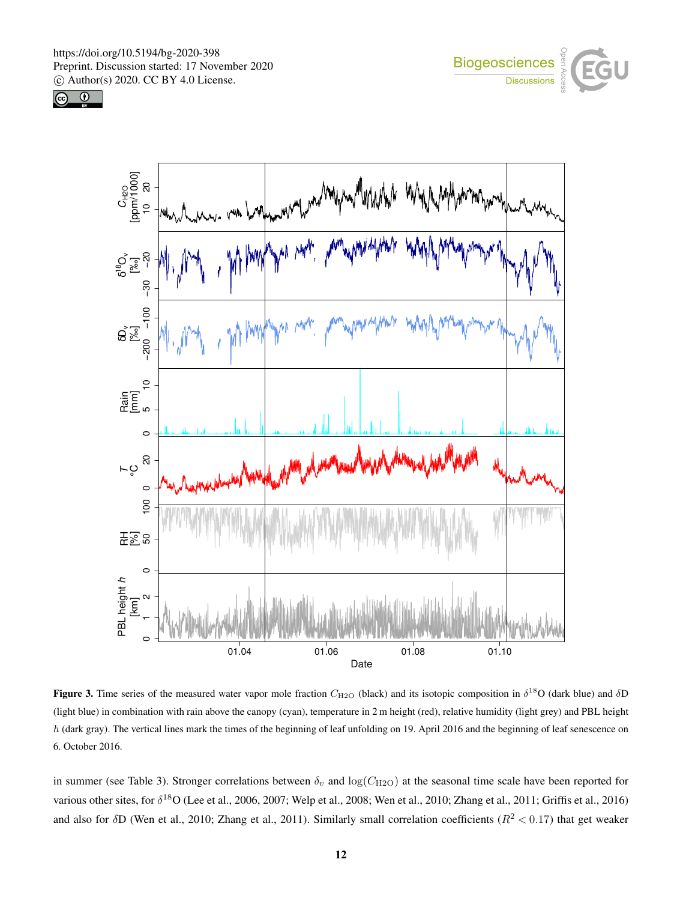**Figure 3.** Time series of the measured water vapor mole fraction $C_{\mathrm{H2O}}$ (black) and its isotopic composition in $\delta^{18}$O (dark blue) and $\delta$D (light blue) in combination with rain above the canopy (cyan), temperature in 2 m height (red), relative humidity (light grey) and PBL height $h$ (dark gray). The vertical lines mark the times of the beginning of leaf unfolding on 19. April 2016 and the beginning of leaf senescence on 6. October 2016.

in summer (see Table 3). Stronger correlations between $\delta_v$ and $\log(C_{\mathrm{H2O}})$ at the seasonal time scale have been reported for various other sites, for $\delta^{18}$O (Lee et al., 2006, 2007; Welp et al., 2008; Wen et al., 2010; Zhang et al., 2011; Griffis et al., 2016) and also for $\delta$D (Wen et al., 2010; Zhang et al., 2011). Similarly small correlation coefficients ($R^2 < 0.17$) that get weaker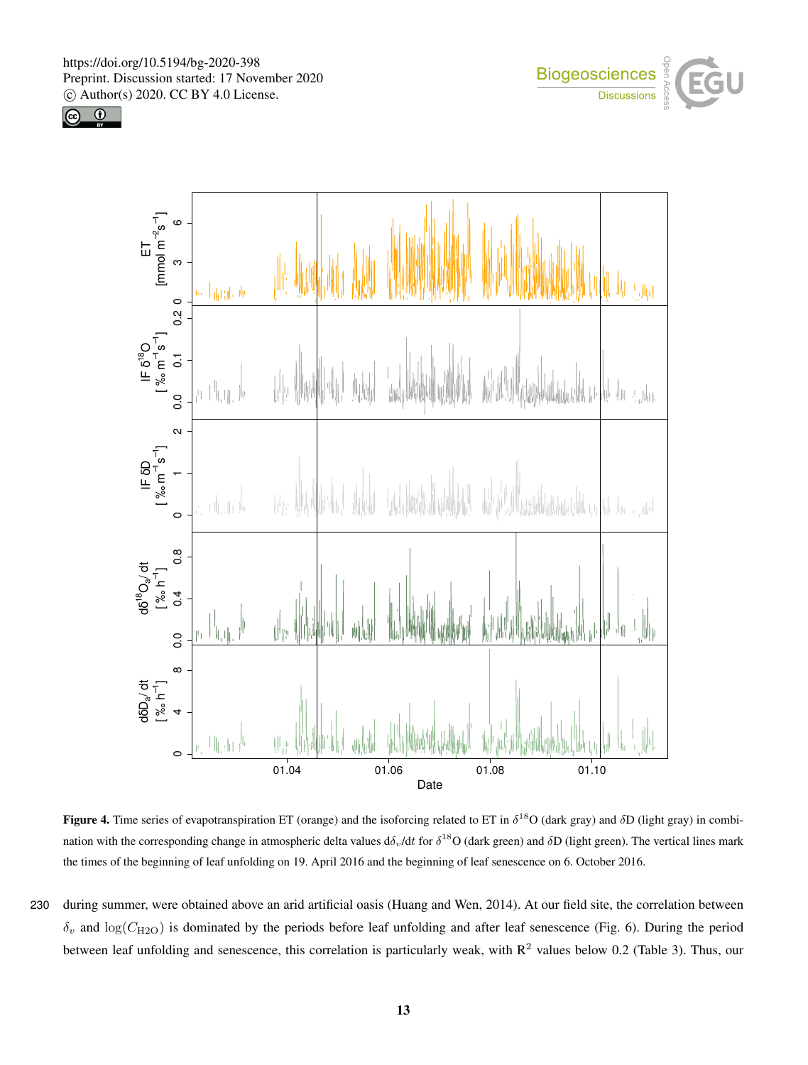**Figure 4.** Time series of evapotranspiration ET (orange) and the isoforcing related to ET in $\delta^{18}$O (dark gray) and $\delta$D (light gray) in combination with the corresponding change in atmospheric delta values $d\delta_v/dt$ for $\delta^{18}$O (dark green) and $\delta$D (light green). The vertical lines mark the times of the beginning of leaf unfolding on 19. April 2016 and the beginning of leaf senescence on 6. October 2016.

during summer, were obtained above an arid artificial oasis (Huang and Wen, 2014). At our field site, the correlation between $\delta_v$ and $\log(C_{H2O})$ is dominated by the periods before leaf unfolding and after leaf senescence (Fig. 6). During the period between leaf unfolding and senescence, this correlation is particularly weak, with $R^2$ values below 0.2 (Table 3). Thus, our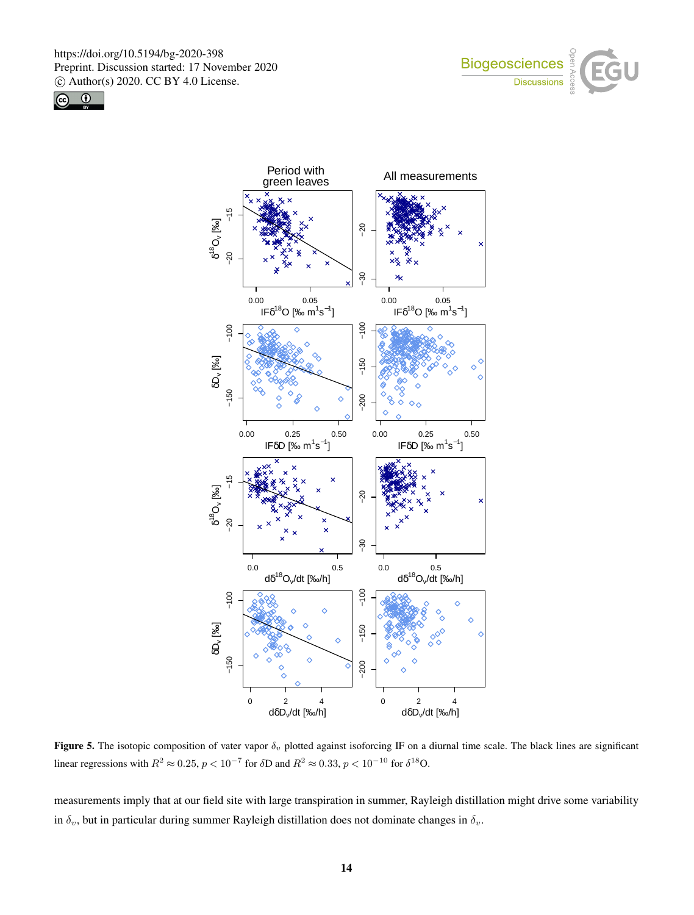**Figure 5.** The isotopic composition of vater vapor $\delta_v$ plotted against isoforcing IF on a diurnal time scale. The black lines are significant linear regressions with $R^2 \approx 0.25$, $p < 10^{-7}$ for $\delta$D and $R^2 \approx 0.33$, $p < 10^{-10}$ for $\delta^{18}$O.

measurements imply that at our field site with large transpiration in summer, Rayleigh distillation might drive some variability in $\delta_v$, but in particular during summer Rayleigh distillation does not dominate changes in $\delta_v$.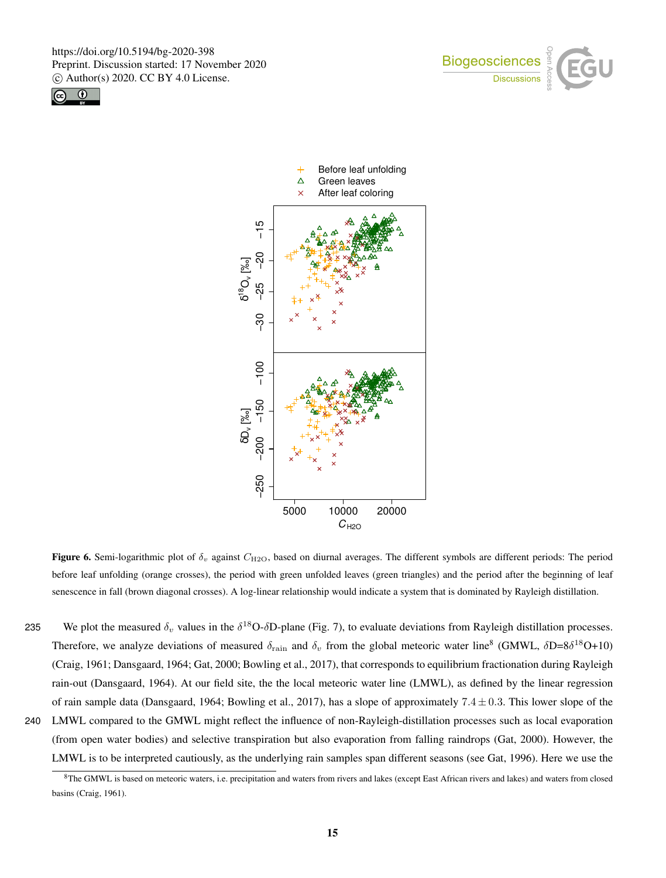**Figure 6.** Semi-logarithmic plot of $\delta_v$ against $C_{\mathrm{H2O}}$, based on diurnal averages. The different symbols are different periods: The period before leaf unfolding (orange crosses), the period with green unfolded leaves (green triangles) and the period after the beginning of leaf senescence in fall (brown diagonal crosses). A log-linear relationship would indicate a system that is dominated by Rayleigh distillation.

We plot the measured $\delta_v$ values in the $\delta^{18}$O-$\delta$D-plane (Fig. 7), to evaluate deviations from Rayleigh distillation processes. Therefore, we analyze deviations of measured $\delta_{\mathrm{rain}}$ and $\delta_v$ from the global meteoric water line[8] (GMWL, $\delta\mathrm{D}=8\delta^{18}\mathrm{O}+10$) (Craig, 1961; Dansgaard, 1964; Gat, 2000; Bowling et al., 2017), that corresponds to equilibrium fractionation during Rayleigh rain-out (Dansgaard, 1964). At our field site, the the local meteoric water line (LMWL), as defined by the linear regression of rain sample data (Dansgaard, 1964; Bowling et al., 2017), has a slope of approximately $7.4 \pm 0.3$. This lower slope of the LMWL compared to the GMWL might reflect the influence of non-Rayleigh-distillation processes such as local evaporation (from open water bodies) and selective transpiration but also evaporation from falling raindrops (Gat, 2000). However, the LMWL is to be interpreted cautiously, as the underlying rain samples span different seasons (see Gat, 1996). Here we use the

[8] The GMWL is based on meteoric waters, i.e. precipitation and waters from rivers and lakes (except East African rivers and lakes) and waters from closed basins (Craig, 1961).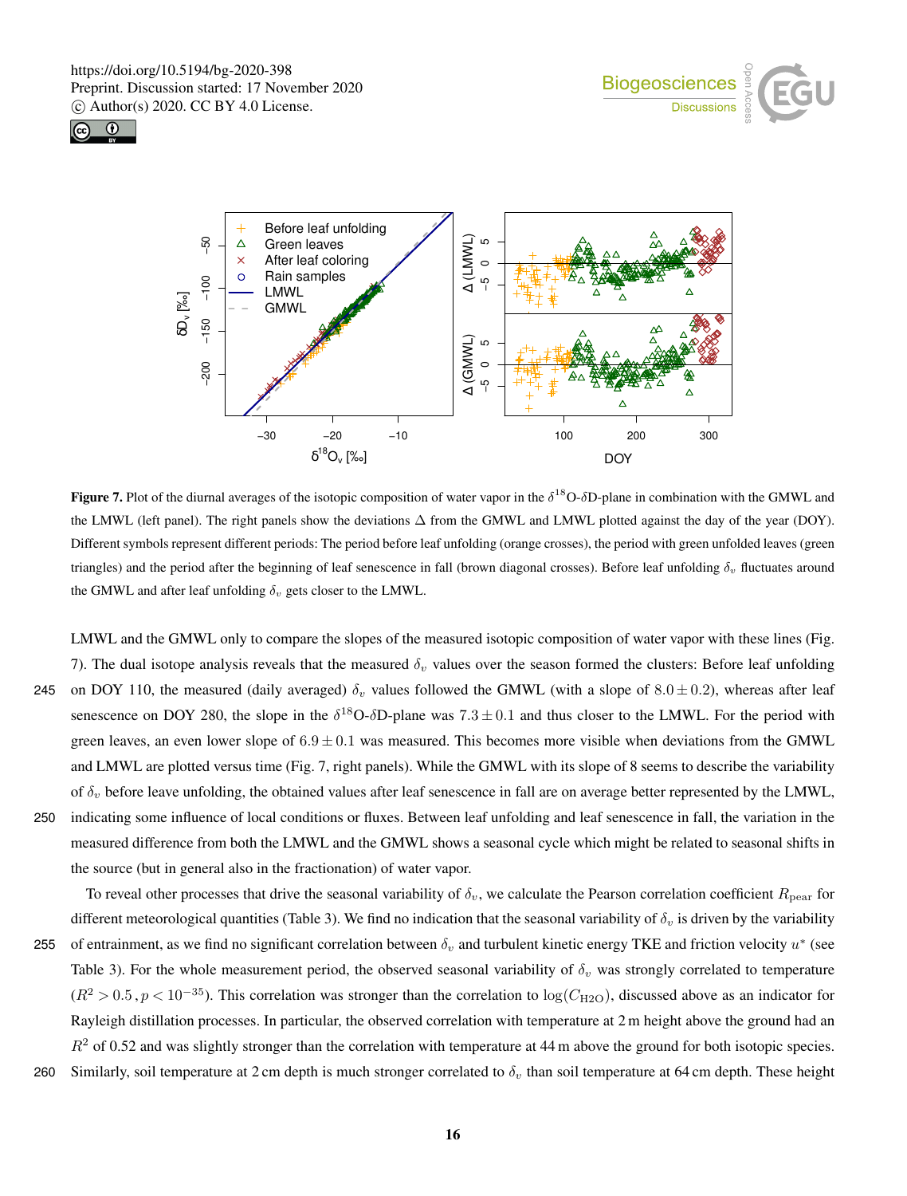**Figure 7.** Plot of the diurnal averages of the isotopic composition of water vapor in the $\delta^{18}$O-$\delta$D-plane in combination with the GMWL and the LMWL (left panel). The right panels show the deviations $\Delta$ from the GMWL and LMWL plotted against the day of the year (DOY). Different symbols represent different periods: The period before leaf unfolding (orange crosses), the period with green unfolded leaves (green triangles) and the period after the beginning of leaf senescence in fall (brown diagonal crosses). Before leaf unfolding $\delta_v$ fluctuates around the GMWL and after leaf unfolding $\delta_v$ gets closer to the LMWL.

LMWL and the GMWL only to compare the slopes of the measured isotopic composition of water vapor with these lines (Fig. 7). The dual isotope analysis reveals that the measured $\delta_v$ values over the season formed the clusters: Before leaf unfolding on DOY 110, the measured (daily averaged) $\delta_v$ values followed the GMWL (with a slope of $8.0 \pm 0.2$), whereas after leaf senescence on DOY 280, the slope in the $\delta^{18}$O-$\delta$D-plane was $7.3 \pm 0.1$ and thus closer to the LMWL. For the period with green leaves, an even lower slope of $6.9 \pm 0.1$ was measured. This becomes more visible when deviations from the GMWL and LMWL are plotted versus time (Fig. 7, right panels). While the GMWL with its slope of 8 seems to describe the variability of $\delta_v$ before leave unfolding, the obtained values after leaf senescence in fall are on average better represented by the LMWL, indicating some influence of local conditions or fluxes. Between leaf unfolding and leaf senescence in fall, the variation in the measured difference from both the LMWL and the GMWL shows a seasonal cycle which might be related to seasonal shifts in the source (but in general also in the fractionation) of water vapor.

To reveal other processes that drive the seasonal variability of $\delta_v$, we calculate the Pearson correlation coefficient $R_{\mathrm{pear}}$ for different meteorological quantities (Table 3). We find no indication that the seasonal variability of $\delta_v$ is driven by the variability of entrainment, as we find no significant correlation between $\delta_v$ and turbulent kinetic energy TKE and friction velocity $u^*$ (see Table 3). For the whole measurement period, the observed seasonal variability of $\delta_v$ was strongly correlated to temperature ($R^2 > 0.5, p < 10^{-35}$). This correlation was stronger than the correlation to $\log(C_{\mathrm{H2O}})$, discussed above as an indicator for Rayleigh distillation processes. In particular, the observed correlation with temperature at 2 m height above the ground had an $R^2$ of 0.52 and was slightly stronger than the correlation with temperature at 44 m above the ground for both isotopic species. Similarly, soil temperature at 2 cm depth is much stronger correlated to $\delta_v$ than soil temperature at 64 cm depth. These height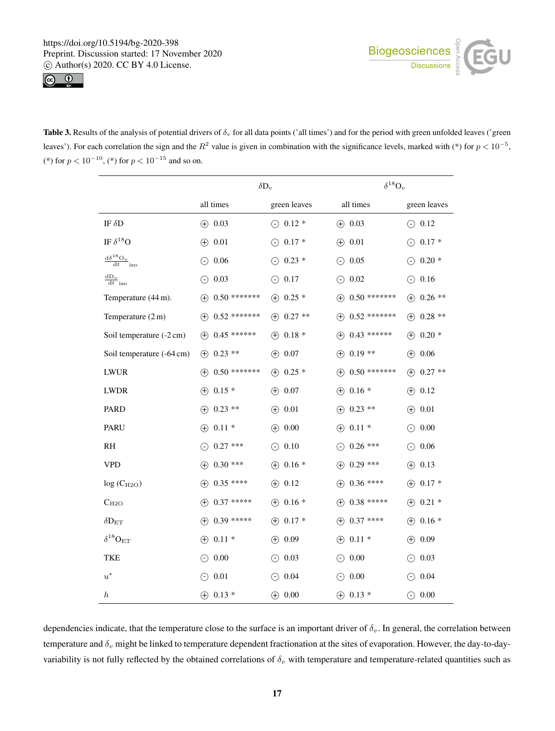**Table 3.** Results of the analysis of potential drivers of $\delta_v$ for all data points ('all times') and for the period with green unfolded leaves ('green leaves'). For each correlation the sign and the $R^2$ value is given in combination with the significance levels, marked with (*) for $p < 10^{-5}$, (*) for $p < 10^{-10}$, (*) for $p < 10^{-15}$ and so on.

| | $\delta D_v$ | | $\delta^{18}O_v$ | |
|---|---|---|---|---|
| | all times | green leaves | all times | green leaves |
| IF $\delta$D | ⊕ 0.03 | ⊖ 0.12 * | ⊕ 0.03 | ⊖ 0.12 |
| IF $\delta^{18}$O | ⊕ 0.01 | ⊖ 0.17 * | ⊕ 0.01 | ⊖ 0.17 * |
| $\frac{d\delta^{18}O_v}{dt}_{iso}$ | ⊖ 0.06 | ⊖ 0.23 * | ⊖ 0.05 | ⊖ 0.20 * |
| $\frac{dD_v}{dt}_{iso}$ | ⊖ 0.03 | ⊖ 0.17 | ⊖ 0.02 | ⊖ 0.16 |
| Temperature (44 m). | ⊕ 0.50 ******* | ⊕ 0.25 * | ⊕ 0.50 ******* | ⊕ 0.26 ** |
| Temperature (2 m) | ⊕ 0.52 ******* | ⊕ 0.27 ** | ⊕ 0.52 ******* | ⊕ 0.28 ** |
| Soil temperature (-2 cm) | ⊕ 0.45 ****** | ⊕ 0.18 * | ⊕ 0.43 ****** | ⊕ 0.20 * |
| Soil temperature (-64 cm) | ⊕ 0.23 ** | ⊕ 0.07 | ⊕ 0.19 ** | ⊕ 0.06 |
| LWUR | ⊕ 0.50 ******* | ⊕ 0.25 * | ⊕ 0.50 ******* | ⊕ 0.27 ** |
| LWDR | ⊕ 0.15 * | ⊕ 0.07 | ⊕ 0.16 * | ⊕ 0.12 |
| PARD | ⊕ 0.23 ** | ⊕ 0.01 | ⊕ 0.23 ** | ⊕ 0.01 |
| PARU | ⊕ 0.11 * | ⊕ 0.00 | ⊕ 0.11 * | ⊖ 0.00 |
| RH | ⊖ 0.27 *** | ⊖ 0.10 | ⊖ 0.26 *** | ⊖ 0.06 |
| VPD | ⊕ 0.30 *** | ⊕ 0.16 * | ⊕ 0.29 *** | ⊕ 0.13 |
| log ($C_{H2O}$) | ⊕ 0.35 **** | ⊕ 0.12 | ⊕ 0.36 **** | ⊕ 0.17 * |
| $C_{H2O}$ | ⊕ 0.37 ***** | ⊕ 0.16 * | ⊕ 0.38 ***** | ⊕ 0.21 * |
| $\delta D_{ET}$ | ⊕ 0.39 ***** | ⊕ 0.17 * | ⊕ 0.37 **** | ⊕ 0.16 * |
| $\delta^{18}O_{ET}$ | ⊕ 0.11 * | ⊕ 0.09 | ⊕ 0.11 * | ⊕ 0.09 |
| TKE | ⊖ 0.00 | ⊖ 0.03 | ⊖ 0.00 | ⊖ 0.03 |
| $u^*$ | ⊖ 0.01 | ⊖ 0.04 | ⊖ 0.00 | ⊖ 0.04 |
| $h$ | ⊕ 0.13 * | ⊕ 0.00 | ⊕ 0.13 * | ⊖ 0.00 |

dependencies indicate, that the temperature close to the surface is an important driver of $\delta_v$. In general, the correlation between temperature and $\delta_v$ might be linked to temperature dependent fractionation at the sites of evaporation. However, the day-to-day-variability is not fully reflected by the obtained correlations of $\delta_v$ with temperature and temperature-related quantities such as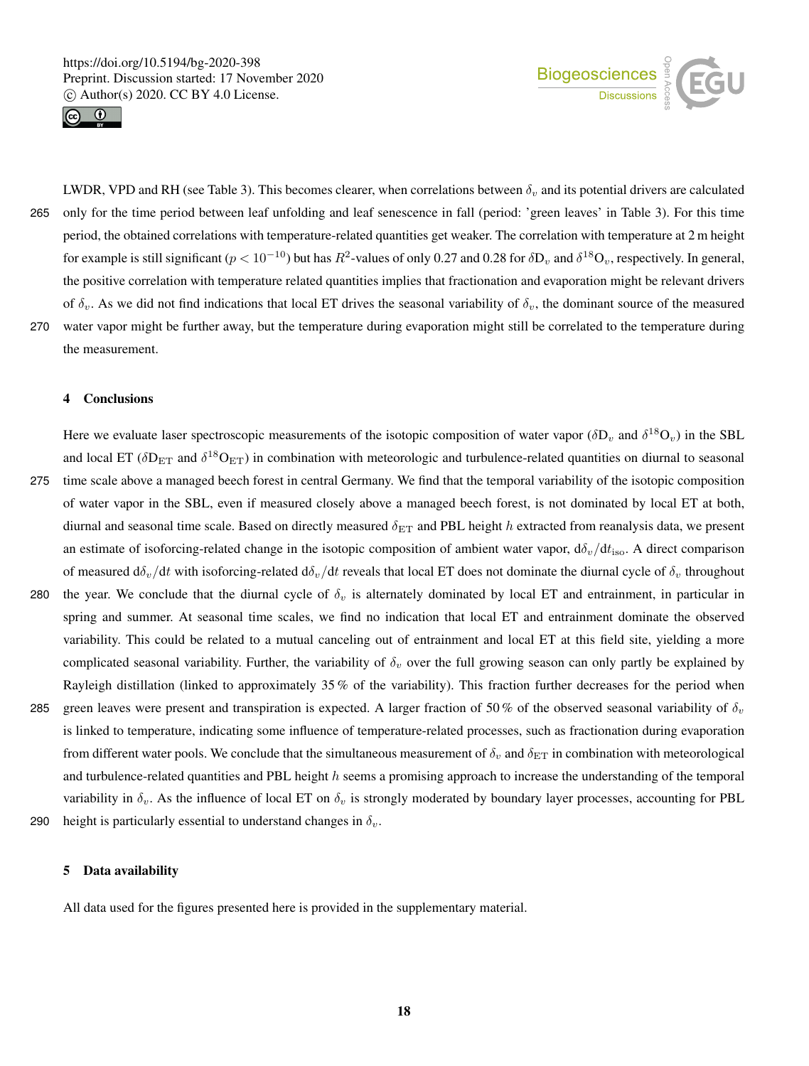LWDR, VPD and RH (see Table 3). This becomes clearer, when correlations between $\delta_v$ and its potential drivers are calculated only for the time period between leaf unfolding and leaf senescence in fall (period: 'green leaves' in Table 3). For this time period, the obtained correlations with temperature-related quantities get weaker. The correlation with temperature at 2 m height for example is still significant ($p < 10^{-10}$) but has $R^2$-values of only 0.27 and 0.28 for $\delta D_v$ and $\delta^{18}O_v$, respectively. In general, the positive correlation with temperature related quantities implies that fractionation and evaporation might be relevant drivers of $\delta_v$. As we did not find indications that local ET drives the seasonal variability of $\delta_v$, the dominant source of the measured water vapor might be further away, but the temperature during evaporation might still be correlated to the temperature during the measurement.

## 4 Conclusions

Here we evaluate laser spectroscopic measurements of the isotopic composition of water vapor ($\delta D_v$ and $\delta^{18}O_v$) in the SBL and local ET ($\delta D_{ET}$ and $\delta^{18}O_{ET}$) in combination with meteorologic and turbulence-related quantities on diurnal to seasonal time scale above a managed beech forest in central Germany. We find that the temporal variability of the isotopic composition of water vapor in the SBL, even if measured closely above a managed beech forest, is not dominated by local ET at both, diurnal and seasonal time scale. Based on directly measured $\delta_{ET}$ and PBL height $h$ extracted from reanalysis data, we present an estimate of isoforcing-related change in the isotopic composition of ambient water vapor, $d\delta_v/dt_{iso}$. A direct comparison of measured $d\delta_v/dt$ with isoforcing-related $d\delta_v/dt$ reveals that local ET does not dominate the diurnal cycle of $\delta_v$ throughout the year. We conclude that the diurnal cycle of $\delta_v$ is alternately dominated by local ET and entrainment, in particular in spring and summer. At seasonal time scales, we find no indication that local ET and entrainment dominate the observed variability. This could be related to a mutual canceling out of entrainment and local ET at this field site, yielding a more complicated seasonal variability. Further, the variability of $\delta_v$ over the full growing season can only partly be explained by Rayleigh distillation (linked to approximately 35 % of the variability). This fraction further decreases for the period when green leaves were present and transpiration is expected. A larger fraction of 50 % of the observed seasonal variability of $\delta_v$ is linked to temperature, indicating some influence of temperature-related processes, such as fractionation during evaporation from different water pools. We conclude that the simultaneous measurement of $\delta_v$ and $\delta_{ET}$ in combination with meteorological and turbulence-related quantities and PBL height $h$ seems a promising approach to increase the understanding of the temporal variability in $\delta_v$. As the influence of local ET on $\delta_v$ is strongly moderated by boundary layer processes, accounting for PBL height is particularly essential to understand changes in $\delta_v$.

## 5 Data availability

All data used for the figures presented here is provided in the supplementary material.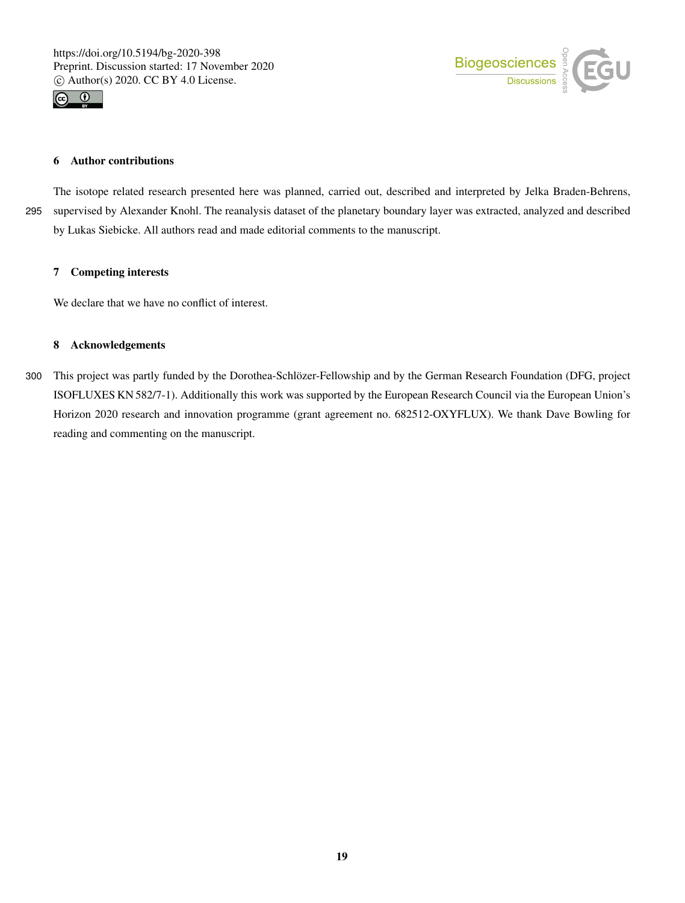## 6 Author contributions

The isotope related research presented here was planned, carried out, described and interpreted by Jelka Braden-Behrens, supervised by Alexander Knohl. The reanalysis dataset of the planetary boundary layer was extracted, analyzed and described by Lukas Siebicke. All authors read and made editorial comments to the manuscript.

## 7 Competing interests

We declare that we have no conflict of interest.

## 8 Acknowledgements

This project was partly funded by the Dorothea-Schlözer-Fellowship and by the German Research Foundation (DFG, project ISOFLUXES KN 582/7-1). Additionally this work was supported by the European Research Council via the European Union's Horizon 2020 research and innovation programme (grant agreement no. 682512-OXYFLUX). We thank Dave Bowling for reading and commenting on the manuscript.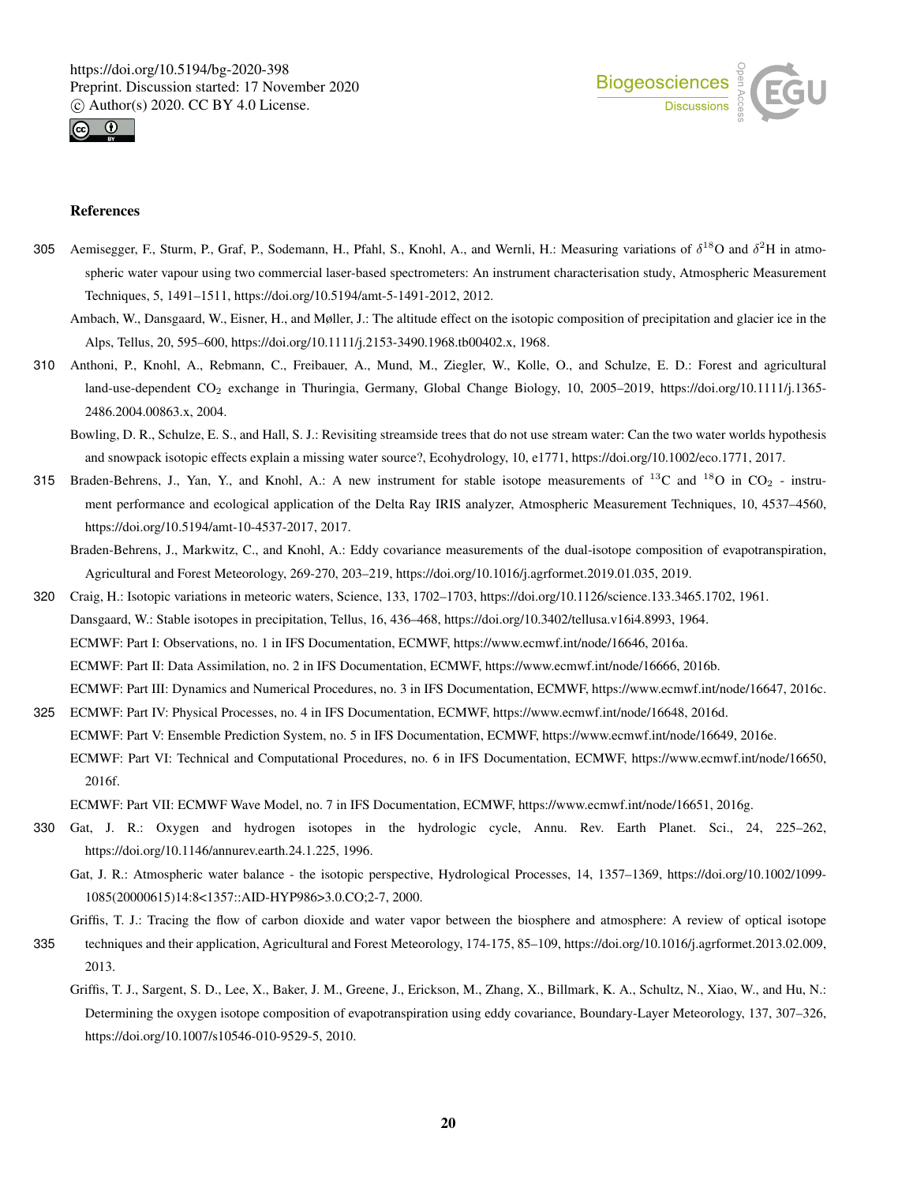## References

Aemisegger, F., Sturm, P., Graf, P., Sodemann, H., Pfahl, S., Knohl, A., and Wernli, H.: Measuring variations of $\delta^{18}$O and $\delta^{2}$H in atmospheric water vapour using two commercial laser-based spectrometers: An instrument characterisation study, Atmospheric Measurement Techniques, 5, 1491–1511, https://doi.org/10.5194/amt-5-1491-2012, 2012.

Ambach, W., Dansgaard, W., Eisner, H., and Møller, J.: The altitude effect on the isotopic composition of precipitation and glacier ice in the Alps, Tellus, 20, 595–600, https://doi.org/10.1111/j.2153-3490.1968.tb00402.x, 1968.

Anthoni, P., Knohl, A., Rebmann, C., Freibauer, A., Mund, M., Ziegler, W., Kolle, O., and Schulze, E. D.: Forest and agricultural land-use-dependent $CO_2$ exchange in Thuringia, Germany, Global Change Biology, 10, 2005–2019, https://doi.org/10.1111/j.1365-2486.2004.00863.x, 2004.

Bowling, D. R., Schulze, E. S., and Hall, S. J.: Revisiting streamside trees that do not use stream water: Can the two water worlds hypothesis and snowpack isotopic effects explain a missing water source?, Ecohydrology, 10, e1771, https://doi.org/10.1002/eco.1771, 2017.

Braden-Behrens, J., Yan, Y., and Knohl, A.: A new instrument for stable isotope measurements of $^{13}$C and $^{18}$O in $CO_2$ - instrument performance and ecological application of the Delta Ray IRIS analyzer, Atmospheric Measurement Techniques, 10, 4537–4560, https://doi.org/10.5194/amt-10-4537-2017, 2017.

Braden-Behrens, J., Markwitz, C., and Knohl, A.: Eddy covariance measurements of the dual-isotope composition of evapotranspiration, Agricultural and Forest Meteorology, 269-270, 203–219, https://doi.org/10.1016/j.agrformet.2019.01.035, 2019.

Craig, H.: Isotopic variations in meteoric waters, Science, 133, 1702–1703, https://doi.org/10.1126/science.133.3465.1702, 1961.

Dansgaard, W.: Stable isotopes in precipitation, Tellus, 16, 436–468, https://doi.org/10.3402/tellusa.v16i4.8993, 1964.

ECMWF: Part I: Observations, no. 1 in IFS Documentation, ECMWF, https://www.ecmwf.int/node/16646, 2016a.

ECMWF: Part II: Data Assimilation, no. 2 in IFS Documentation, ECMWF, https://www.ecmwf.int/node/16666, 2016b.

ECMWF: Part III: Dynamics and Numerical Procedures, no. 3 in IFS Documentation, ECMWF, https://www.ecmwf.int/node/16647, 2016c.

ECMWF: Part IV: Physical Processes, no. 4 in IFS Documentation, ECMWF, https://www.ecmwf.int/node/16648, 2016d.

ECMWF: Part V: Ensemble Prediction System, no. 5 in IFS Documentation, ECMWF, https://www.ecmwf.int/node/16649, 2016e.

ECMWF: Part VI: Technical and Computational Procedures, no. 6 in IFS Documentation, ECMWF, https://www.ecmwf.int/node/16650, 2016f.

ECMWF: Part VII: ECMWF Wave Model, no. 7 in IFS Documentation, ECMWF, https://www.ecmwf.int/node/16651, 2016g.

Gat, J. R.: Oxygen and hydrogen isotopes in the hydrologic cycle, Annu. Rev. Earth Planet. Sci., 24, 225–262, https://doi.org/10.1146/annurev.earth.24.1.225, 1996.

Gat, J. R.: Atmospheric water balance - the isotopic perspective, Hydrological Processes, 14, 1357–1369, https://doi.org/10.1002/1099-1085(20000615)14:8<1357::AID-HYP986>3.0.CO;2-7, 2000.

Griffis, T. J.: Tracing the flow of carbon dioxide and water vapor between the biosphere and atmosphere: A review of optical isotope techniques and their application, Agricultural and Forest Meteorology, 174-175, 85–109, https://doi.org/10.1016/j.agrformet.2013.02.009, 2013.

Griffis, T. J., Sargent, S. D., Lee, X., Baker, J. M., Greene, J., Erickson, M., Zhang, X., Billmark, K. A., Schultz, N., Xiao, W., and Hu, N.: Determining the oxygen isotope composition of evapotranspiration using eddy covariance, Boundary-Layer Meteorology, 137, 307–326, https://doi.org/10.1007/s10546-010-9529-5, 2010.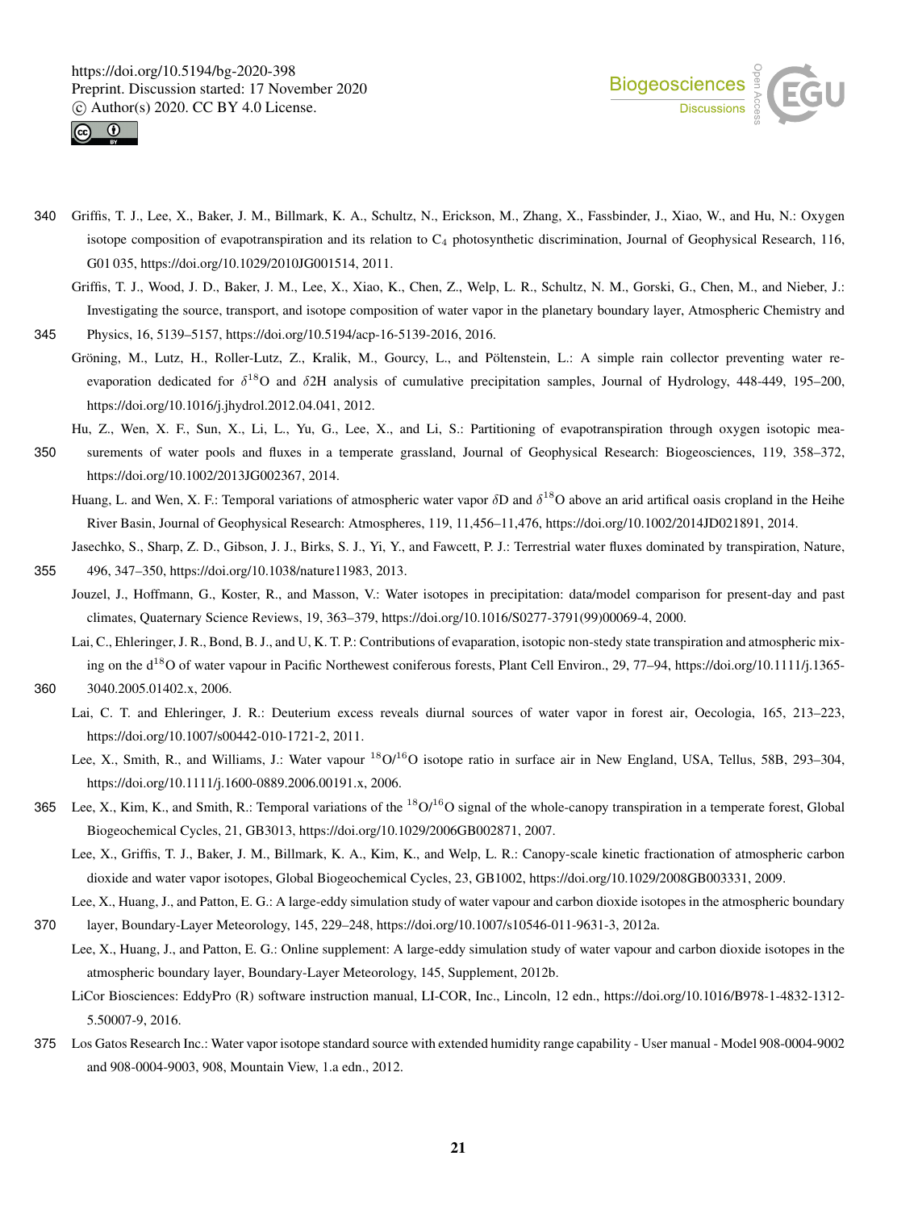Griffis, T. J., Lee, X., Baker, J. M., Billmark, K. A., Schultz, N., Erickson, M., Zhang, X., Fassbinder, J., Xiao, W., and Hu, N.: Oxygen isotope composition of evapotranspiration and its relation to $C_4$ photosynthetic discrimination, Journal of Geophysical Research, 116, G01 035, https://doi.org/10.1029/2010JG001514, 2011.

Griffis, T. J., Wood, J. D., Baker, J. M., Lee, X., Xiao, K., Chen, Z., Welp, L. R., Schultz, N. M., Gorski, G., Chen, M., and Nieber, J.: Investigating the source, transport, and isotope composition of water vapor in the planetary boundary layer, Atmospheric Chemistry and Physics, 16, 5139–5157, https://doi.org/10.5194/acp-16-5139-2016, 2016.

Gröning, M., Lutz, H., Roller-Lutz, Z., Kralik, M., Gourcy, L., and Pöltenstein, L.: A simple rain collector preventing water re-evaporation dedicated for $\delta^{18}$O and $\delta$2H analysis of cumulative precipitation samples, Journal of Hydrology, 448-449, 195–200, https://doi.org/10.1016/j.jhydrol.2012.04.041, 2012.

Hu, Z., Wen, X. F., Sun, X., Li, L., Yu, G., Lee, X., and Li, S.: Partitioning of evapotranspiration through oxygen isotopic measurements of water pools and fluxes in a temperate grassland, Journal of Geophysical Research: Biogeosciences, 119, 358–372, https://doi.org/10.1002/2013JG002367, 2014.

Huang, L. and Wen, X. F.: Temporal variations of atmospheric water vapor $\delta$D and $\delta^{18}$O above an arid artifical oasis cropland in the Heihe River Basin, Journal of Geophysical Research: Atmospheres, 119, 11,456–11,476, https://doi.org/10.1002/2014JD021891, 2014.

Jasechko, S., Sharp, Z. D., Gibson, J. J., Birks, S. J., Yi, Y., and Fawcett, P. J.: Terrestrial water fluxes dominated by transpiration, Nature, 496, 347–350, https://doi.org/10.1038/nature11983, 2013.

Jouzel, J., Hoffmann, G., Koster, R., and Masson, V.: Water isotopes in precipitation: data/model comparison for present-day and past climates, Quaternary Science Reviews, 19, 363–379, https://doi.org/10.1016/S0277-3791(99)00069-4, 2000.

Lai, C., Ehleringer, J. R., Bond, B. J., and U, K. T. P.: Contributions of evaparation, isotopic non-stedy state transpiration and atmospheric mixing on the d$^{18}$O of water vapour in Pacific Northwest coniferous forests, Plant Cell Environ., 29, 77–94, https://doi.org/10.1111/j.1365-3040.2005.01402.x, 2006.

Lai, C. T. and Ehleringer, J. R.: Deuterium excess reveals diurnal sources of water vapor in forest air, Oecologia, 165, 213–223, https://doi.org/10.1007/s00442-010-1721-2, 2011.

Lee, X., Smith, R., and Williams, J.: Water vapour $^{18}$O/$^{16}$O isotope ratio in surface air in New England, USA, Tellus, 58B, 293–304, https://doi.org/10.1111/j.1600-0889.2006.00191.x, 2006.

Lee, X., Kim, K., and Smith, R.: Temporal variations of the $^{18}$O/$^{16}$O signal of the whole-canopy transpiration in a temperate forest, Global Biogeochemical Cycles, 21, GB3013, https://doi.org/10.1029/2006GB002871, 2007.

Lee, X., Griffis, T. J., Baker, J. M., Billmark, K. A., Kim, K., and Welp, L. R.: Canopy-scale kinetic fractionation of atmospheric carbon dioxide and water vapor isotopes, Global Biogeochemical Cycles, 23, GB1002, https://doi.org/10.1029/2008GB003331, 2009.

Lee, X., Huang, J., and Patton, E. G.: A large-eddy simulation study of water vapour and carbon dioxide isotopes in the atmospheric boundary layer, Boundary-Layer Meteorology, 145, 229–248, https://doi.org/10.1007/s10546-011-9631-3, 2012a.

Lee, X., Huang, J., and Patton, E. G.: Online supplement: A large-eddy simulation study of water vapour and carbon dioxide isotopes in the atmospheric boundary layer, Boundary-Layer Meteorology, 145, Supplement, 2012b.

LiCor Biosciences: EddyPro (R) software instruction manual, LI-COR, Inc., Lincoln, 12 edn., https://doi.org/10.1016/B978-1-4832-1312-5.50007-9, 2016.

Los Gatos Research Inc.: Water vapor isotope standard source with extended humidity range capability - User manual - Model 908-0004-9002 and 908-0004-9003, 908, Mountain View, 1.a edn., 2012.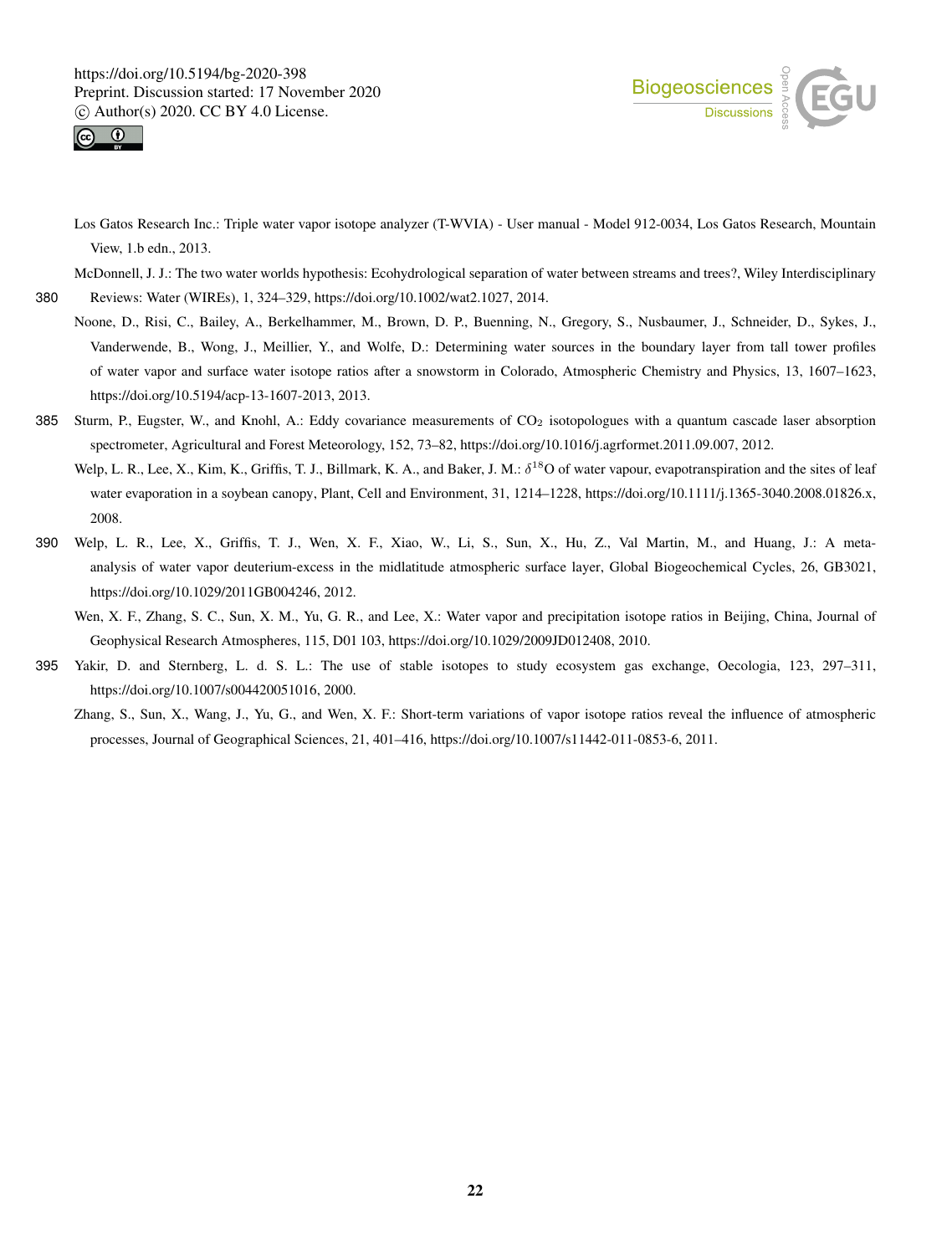Los Gatos Research Inc.: Triple water vapor isotope analyzer (T-WVIA) - User manual - Model 912-0034, Los Gatos Research, Mountain View, 1.b edn., 2013.

McDonnell, J. J.: The two water worlds hypothesis: Ecohydrological separation of water between streams and trees?, Wiley Interdisciplinary Reviews: Water (WIREs), 1, 324–329, https://doi.org/10.1002/wat2.1027, 2014.

Noone, D., Risi, C., Bailey, A., Berkelhammer, M., Brown, D. P., Buenning, N., Gregory, S., Nusbaumer, J., Schneider, D., Sykes, J., Vanderwende, B., Wong, J., Meillier, Y., and Wolfe, D.: Determining water sources in the boundary layer from tall tower profiles of water vapor and surface water isotope ratios after a snowstorm in Colorado, Atmospheric Chemistry and Physics, 13, 1607–1623, https://doi.org/10.5194/acp-13-1607-2013, 2013.

Sturm, P., Eugster, W., and Knohl, A.: Eddy covariance measurements of $CO_2$ isotopologues with a quantum cascade laser absorption spectrometer, Agricultural and Forest Meteorology, 152, 73–82, https://doi.org/10.1016/j.agrformet.2011.09.007, 2012.

Welp, L. R., Lee, X., Kim, K., Griffis, T. J., Billmark, K. A., and Baker, J. M.: $\delta^{18}$O of water vapour, evapotranspiration and the sites of leaf water evaporation in a soybean canopy, Plant, Cell and Environment, 31, 1214–1228, https://doi.org/10.1111/j.1365-3040.2008.01826.x, 2008.

Welp, L. R., Lee, X., Griffis, T. J., Wen, X. F., Xiao, W., Li, S., Sun, X., Hu, Z., Val Martin, M., and Huang, J.: A meta-analysis of water vapor deuterium-excess in the midlatitude atmospheric surface layer, Global Biogeochemical Cycles, 26, GB3021, https://doi.org/10.1029/2011GB004246, 2012.

Wen, X. F., Zhang, S. C., Sun, X. M., Yu, G. R., and Lee, X.: Water vapor and precipitation isotope ratios in Beijing, China, Journal of Geophysical Research Atmospheres, 115, D01 103, https://doi.org/10.1029/2009JD012408, 2010.

Yakir, D. and Sternberg, L. d. S. L.: The use of stable isotopes to study ecosystem gas exchange, Oecologia, 123, 297–311, https://doi.org/10.1007/s004420051016, 2000.

Zhang, S., Sun, X., Wang, J., Yu, G., and Wen, X. F.: Short-term variations of vapor isotope ratios reveal the influence of atmospheric processes, Journal of Geographical Sciences, 21, 401–416, https://doi.org/10.1007/s11442-011-0853-6, 2011.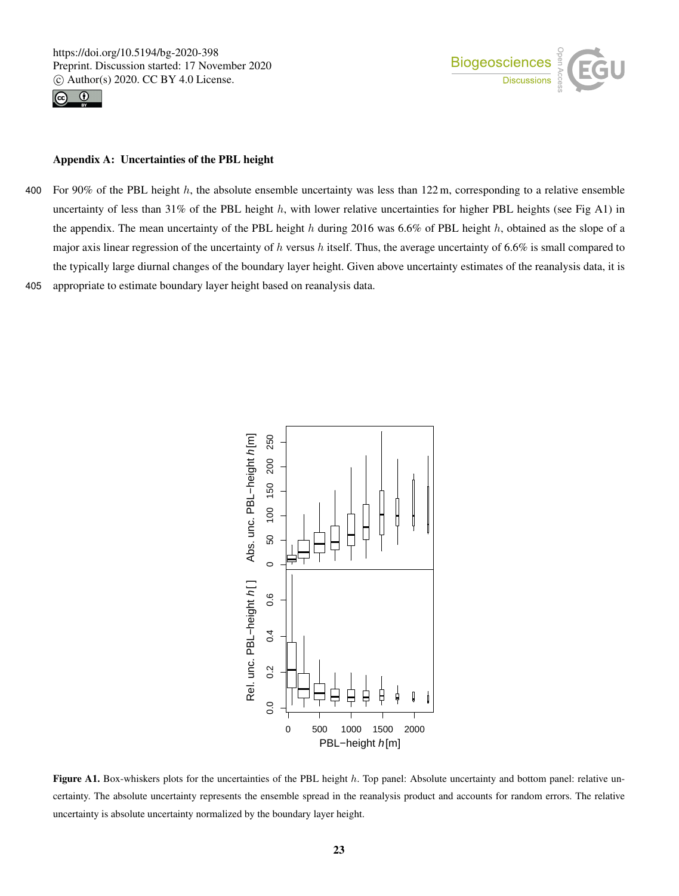## Appendix A: Uncertainties of the PBL height

For 90% of the PBL height $h$, the absolute ensemble uncertainty was less than 122 m, corresponding to a relative ensemble uncertainty of less than 31% of the PBL height $h$, with lower relative uncertainties for higher PBL heights (see Fig A1) in the appendix. The mean uncertainty of the PBL height $h$ during 2016 was 6.6% of PBL height $h$, obtained as the slope of a major axis linear regression of the uncertainty of $h$ versus $h$ itself. Thus, the average uncertainty of 6.6% is small compared to the typically large diurnal changes of the boundary layer height. Given above uncertainty estimates of the reanalysis data, it is appropriate to estimate boundary layer height based on reanalysis data.

Abs. unc. PBL−height $h$ [m]
0
50
100
150
200
250

Rel. unc. PBL−height $h$ [ ]
0.0
0.2
0.4
0.6

0
500
1000
1500
2000
PBL−height $h$ [m]

**Figure A1.** Box-whiskers plots for the uncertainties of the PBL height $h$. Top panel: Absolute uncertainty and bottom panel: relative uncertainty. The absolute uncertainty represents the ensemble spread in the reanalysis product and accounts for random errors. The relative uncertainty is absolute uncertainty normalized by the boundary layer height.